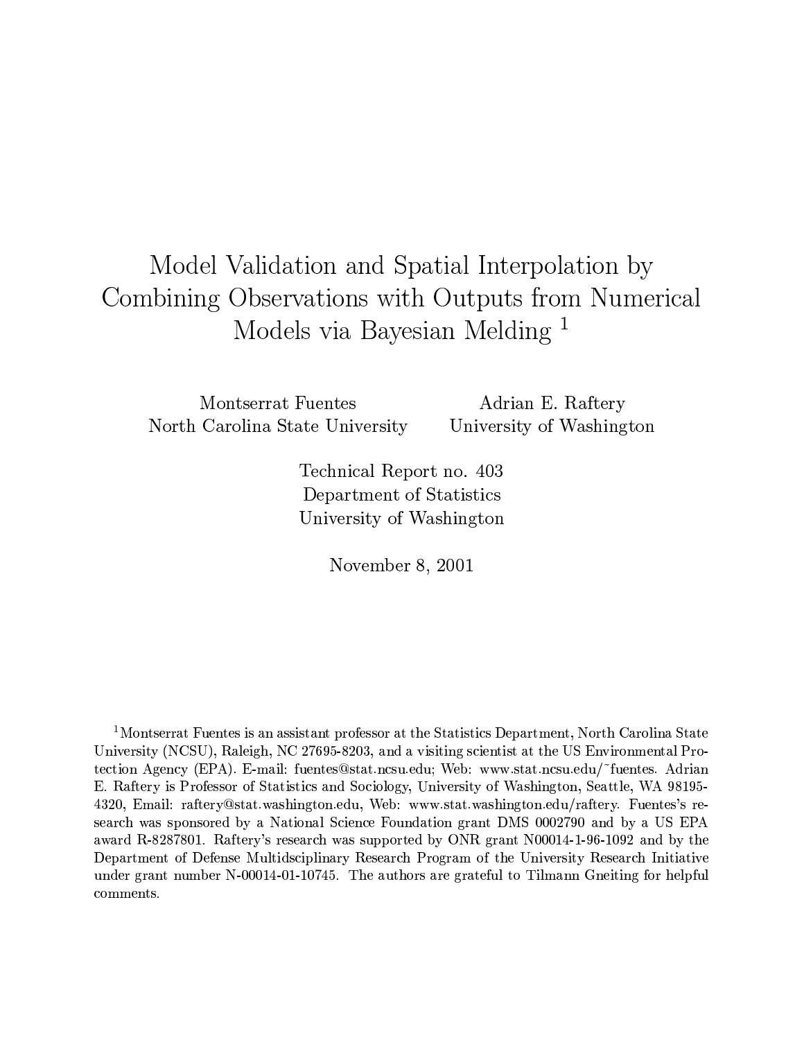# Model Validation and Spatial Interpolation by Combining Observations with Outputs from Numerical Models via Bayesian Melding [1]

Montserrat Fuentes
North Carolina State University

Adrian E. Raftery
University of Washington

Technical Report no. 403
Department of Statistics
University of Washington

November 8, 2001

---

[1] Montserrat Fuentes is an assistant professor at the Statistics Department, North Carolina State University (NCSU), Raleigh, NC 27695-8203, and a visiting scientist at the US Environmental Protection Agency (EPA). E-mail: fuentes@stat.ncsu.edu; Web: www.stat.ncsu.edu/~fuentes. Adrian E. Raftery is Professor of Statistics and Sociology, University of Washington, Seattle, WA 98195-4320, Email: raftery@stat.washington.edu, Web: www.stat.washington.edu/raftery. Fuentes's research was sponsored by a National Science Foundation grant DMS 0002790 and by a US EPA award R-8287801. Raftery's research was supported by ONR grant N00014-1-96-1092 and by the Department of Defense Multidsciplinary Research Program of the University Research Initiative under grant number N-00014-01-10745. The authors are grateful to Tilmann Gneiting for helpful comments.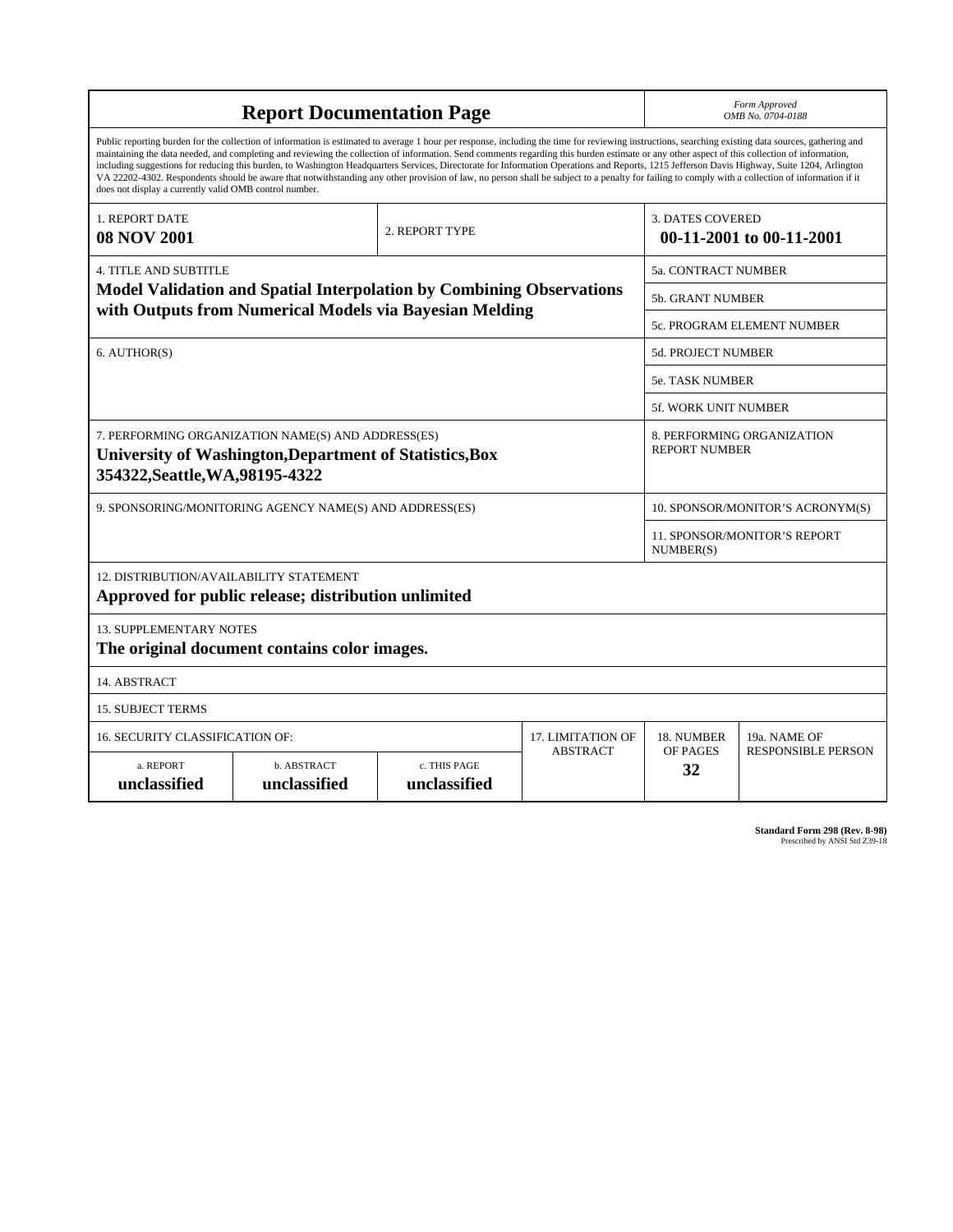# Report Documentation Page

*Form Approved*
*OMB No. 0704-0188*

Public reporting burden for the collection of information is estimated to average 1 hour per response, including the time for reviewing instructions, searching existing data sources, gathering and maintaining the data needed, and completing and reviewing the collection of information. Send comments regarding this burden estimate or any other aspect of this collection of information, including suggestions for reducing this burden, to Washington Headquarters Services, Directorate for Information Operations and Reports, 1215 Jefferson Davis Highway, Suite 1204, Arlington VA 22202-4302. Respondents should be aware that notwithstanding any other provision of law, no person shall be subject to a penalty for failing to comply with a collection of information if it does not display a currently valid OMB control number.

| 1. REPORT DATE | 2. REPORT TYPE | 3. DATES COVERED |
| --- | --- | --- |
| **08 NOV 2001** | | **00-11-2001 to 00-11-2001** |

| 4. TITLE AND SUBTITLE | |
| --- | --- |
| **Model Validation and Spatial Interpolation by Combining Observations with Outputs from Numerical Models via Bayesian Melding** | 5a. CONTRACT NUMBER |
| | 5b. GRANT NUMBER |
| | 5c. PROGRAM ELEMENT NUMBER |
| 6. AUTHOR(S) | 5d. PROJECT NUMBER |
| | 5e. TASK NUMBER |
| | 5f. WORK UNIT NUMBER |
| 7. PERFORMING ORGANIZATION NAME(S) AND ADDRESS(ES) **University of Washington,Department of Statistics,Box 354322,Seattle,WA,98195-4322** | 8. PERFORMING ORGANIZATION REPORT NUMBER |
| 9. SPONSORING/MONITORING AGENCY NAME(S) AND ADDRESS(ES) | 10. SPONSOR/MONITOR'S ACRONYM(S) |
| | 11. SPONSOR/MONITOR'S REPORT NUMBER(S) |

12. DISTRIBUTION/AVAILABILITY STATEMENT
**Approved for public release; distribution unlimited**

13. SUPPLEMENTARY NOTES
**The original document contains color images.**

14. ABSTRACT

15. SUBJECT TERMS

| 16. SECURITY CLASSIFICATION OF: | | | 17. LIMITATION OF ABSTRACT | 18. NUMBER OF PAGES | 19a. NAME OF RESPONSIBLE PERSON |
| --- | --- | --- | --- | --- | --- |
| a. REPORT | b. ABSTRACT | c. THIS PAGE | | | |
| **unclassified** | **unclassified** | **unclassified** | | **32** | |

**Standard Form 298 (Rev. 8-98)**
Prescribed by ANSI Std Z39-18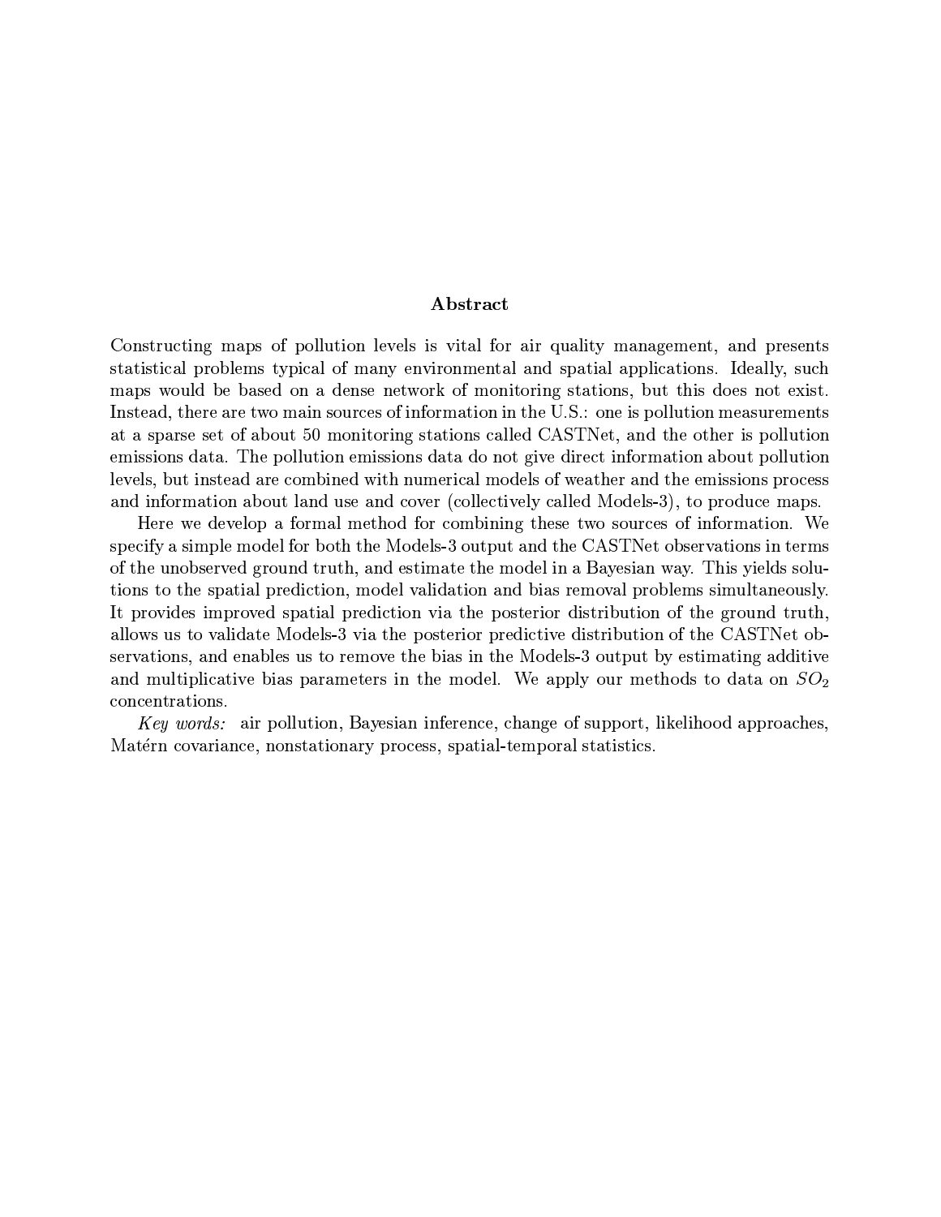## Abstract

Constructing maps of pollution levels is vital for air quality management, and presents statistical problems typical of many environmental and spatial applications. Ideally, such maps would be based on a dense network of monitoring stations, but this does not exist. Instead, there are two main sources of information in the U.S.: one is pollution measurements at a sparse set of about 50 monitoring stations called CASTNet, and the other is pollution emissions data. The pollution emissions data do not give direct information about pollution levels, but instead are combined with numerical models of weather and the emissions process and information about land use and cover (collectively called Models-3), to produce maps.

Here we develop a formal method for combining these two sources of information. We specify a simple model for both the Models-3 output and the CASTNet observations in terms of the unobserved ground truth, and estimate the model in a Bayesian way. This yields solutions to the spatial prediction, model validation and bias removal problems simultaneously. It provides improved spatial prediction via the posterior distribution of the ground truth, allows us to validate Models-3 via the posterior predictive distribution of the CASTNet observations, and enables us to remove the bias in the Models-3 output by estimating additive and multiplicative bias parameters in the model. We apply our methods to data on $SO_2$ concentrations.

*Key words:* air pollution, Bayesian inference, change of support, likelihood approaches, Matérn covariance, nonstationary process, spatial-temporal statistics.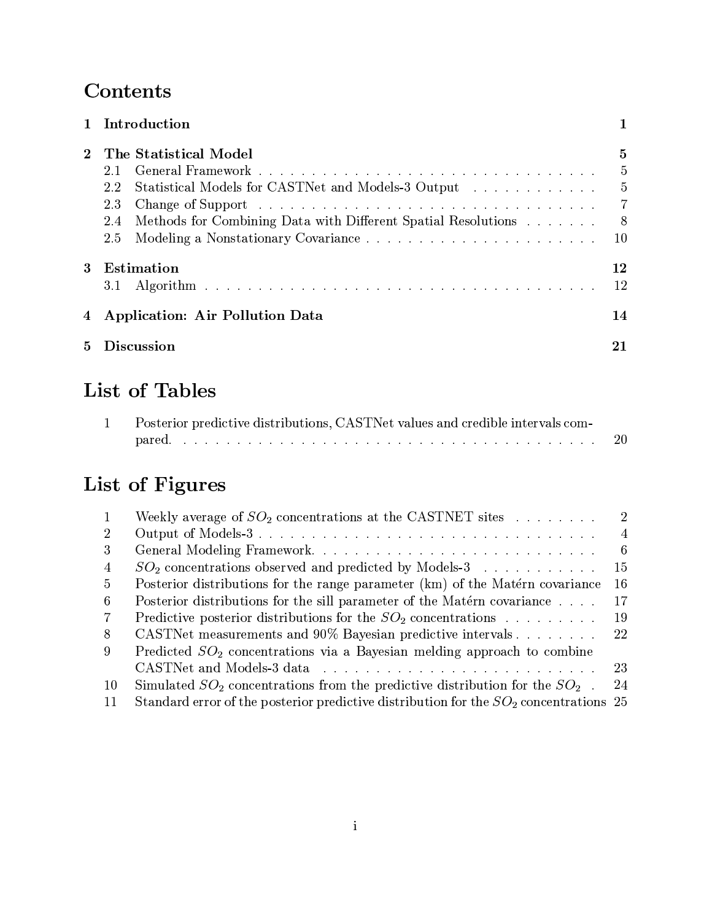# Contents

**1 Introduction** — **1**

**2 The Statistical Model** — **5**

- 2.1 General Framework — 5
- 2.2 Statistical Models for CASTNet and Models-3 Output — 5
- 2.3 Change of Support — 7
- 2.4 Methods for Combining Data with Different Spatial Resolutions — 8
- 2.5 Modeling a Nonstationary Covariance — 10

**3 Estimation** — **12**

- 3.1 Algorithm — 12

**4 Application: Air Pollution Data** — **14**

**5 Discussion** — **21**

# List of Tables

1. Posterior predictive distributions, CASTNet values and credible intervals compared. — 20

# List of Figures

1. Weekly average of $SO_2$ concentrations at the CASTNET sites — 2
2. Output of Models-3 — 4
3. General Modeling Framework. — 6
4. $SO_2$ concentrations observed and predicted by Models-3 — 15
5. Posterior distributions for the range parameter (km) of the Matérn covariance — 16
6. Posterior distributions for the sill parameter of the Matérn covariance — 17
7. Predictive posterior distributions for the $SO_2$ concentrations — 19
8. CASTNet measurements and 90% Bayesian predictive intervals — 22
9. Predicted $SO_2$ concentrations via a Bayesian melding approach to combine CASTNet and Models-3 data — 23
10. Simulated $SO_2$ concentrations from the predictive distribution for the $SO_2$ — 24
11. Standard error of the posterior predictive distribution for the $SO_2$ concentrations — 25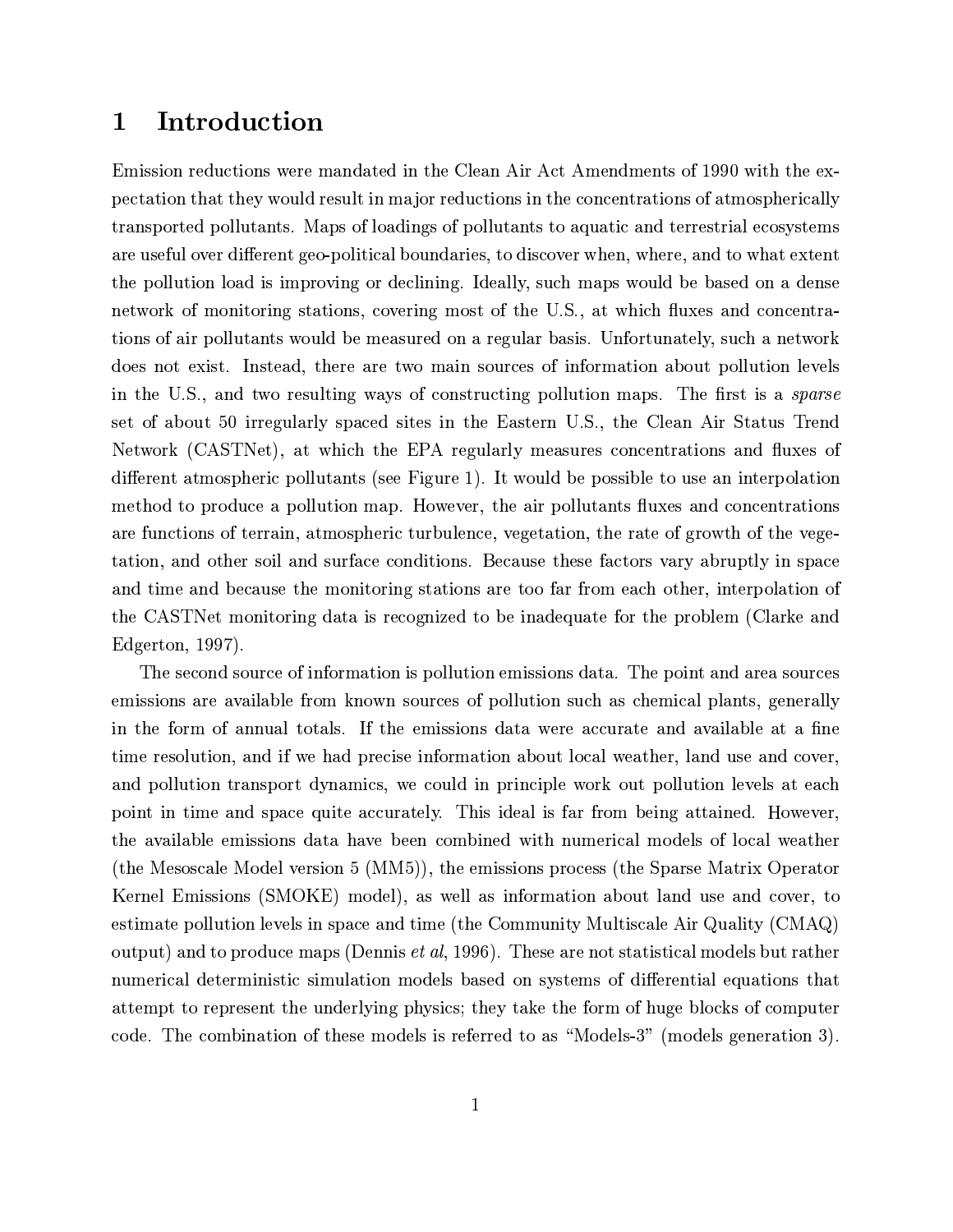# 1 Introduction

Emission reductions were mandated in the Clean Air Act Amendments of 1990 with the expectation that they would result in major reductions in the concentrations of atmospherically transported pollutants. Maps of loadings of pollutants to aquatic and terrestrial ecosystems are useful over different geo-political boundaries, to discover when, where, and to what extent the pollution load is improving or declining. Ideally, such maps would be based on a dense network of monitoring stations, covering most of the U.S., at which fluxes and concentrations of air pollutants would be measured on a regular basis. Unfortunately, such a network does not exist. Instead, there are two main sources of information about pollution levels in the U.S., and two resulting ways of constructing pollution maps. The first is a *sparse* set of about 50 irregularly spaced sites in the Eastern U.S., the Clean Air Status Trend Network (CASTNet), at which the EPA regularly measures concentrations and fluxes of different atmospheric pollutants (see Figure 1). It would be possible to use an interpolation method to produce a pollution map. However, the air pollutants fluxes and concentrations are functions of terrain, atmospheric turbulence, vegetation, the rate of growth of the vegetation, and other soil and surface conditions. Because these factors vary abruptly in space and time and because the monitoring stations are too far from each other, interpolation of the CASTNet monitoring data is recognized to be inadequate for the problem (Clarke and Edgerton, 1997).

The second source of information is pollution emissions data. The point and area sources emissions are available from known sources of pollution such as chemical plants, generally in the form of annual totals. If the emissions data were accurate and available at a fine time resolution, and if we had precise information about local weather, land use and cover, and pollution transport dynamics, we could in principle work out pollution levels at each point in time and space quite accurately. This ideal is far from being attained. However, the available emissions data have been combined with numerical models of local weather (the Mesoscale Model version 5 (MM5)), the emissions process (the Sparse Matrix Operator Kernel Emissions (SMOKE) model), as well as information about land use and cover, to estimate pollution levels in space and time (the Community Multiscale Air Quality (CMAQ) output) and to produce maps (Dennis *et al*, 1996). These are not statistical models but rather numerical deterministic simulation models based on systems of differential equations that attempt to represent the underlying physics; they take the form of huge blocks of computer code. The combination of these models is referred to as "Models-3" (models generation 3).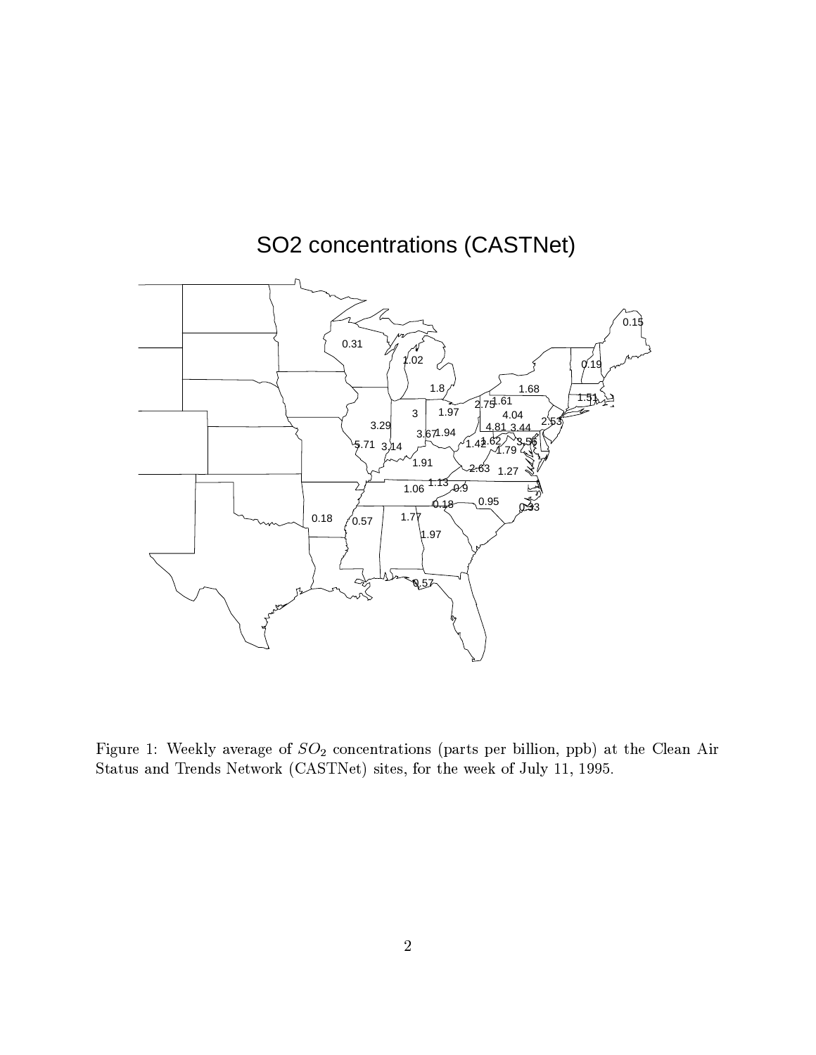Figure 1: Weekly average of $SO_2$ concentrations (parts per billion, ppb) at the Clean Air Status and Trends Network (CASTNet) sites, for the week of July 11, 1995.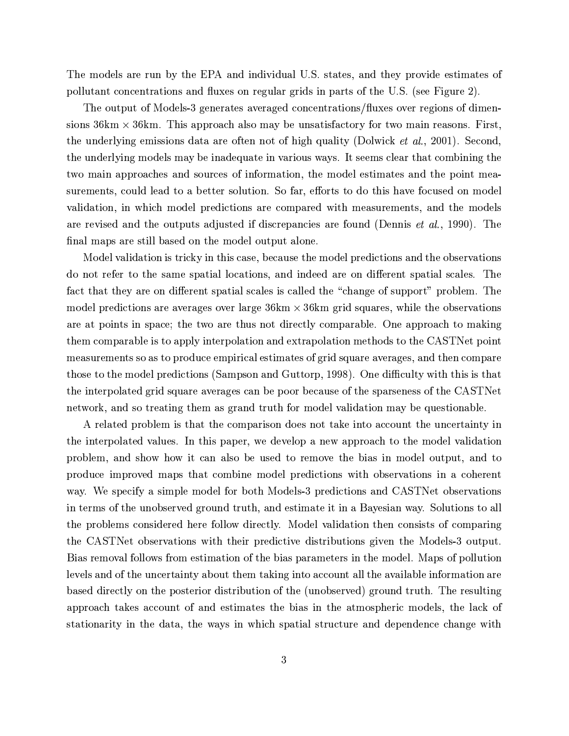The models are run by the EPA and individual U.S. states, and they provide estimates of pollutant concentrations and fluxes on regular grids in parts of the U.S. (see Figure 2).

The output of Models-3 generates averaged concentrations/fluxes over regions of dimensions 36km $\times$ 36km. This approach also may be unsatisfactory for two main reasons. First, the underlying emissions data are often not of high quality (Dolwick *et al.*, 2001). Second, the underlying models may be inadequate in various ways. It seems clear that combining the two main approaches and sources of information, the model estimates and the point measurements, could lead to a better solution. So far, efforts to do this have focused on model validation, in which model predictions are compared with measurements, and the models are revised and the outputs adjusted if discrepancies are found (Dennis *et al.*, 1990). The final maps are still based on the model output alone.

Model validation is tricky in this case, because the model predictions and the observations do not refer to the same spatial locations, and indeed are on different spatial scales. The fact that they are on different spatial scales is called the "change of support" problem. The model predictions are averages over large 36km $\times$ 36km grid squares, while the observations are at points in space; the two are thus not directly comparable. One approach to making them comparable is to apply interpolation and extrapolation methods to the CASTNet point measurements so as to produce empirical estimates of grid square averages, and then compare those to the model predictions (Sampson and Guttorp, 1998). One difficulty with this is that the interpolated grid square averages can be poor because of the sparseness of the CASTNet network, and so treating them as grand truth for model validation may be questionable.

A related problem is that the comparison does not take into account the uncertainty in the interpolated values. In this paper, we develop a new approach to the model validation problem, and show how it can also be used to remove the bias in model output, and to produce improved maps that combine model predictions with observations in a coherent way. We specify a simple model for both Models-3 predictions and CASTNet observations in terms of the unobserved ground truth, and estimate it in a Bayesian way. Solutions to all the problems considered here follow directly. Model validation then consists of comparing the CASTNet observations with their predictive distributions given the Models-3 output. Bias removal follows from estimation of the bias parameters in the model. Maps of pollution levels and of the uncertainty about them taking into account all the available information are based directly on the posterior distribution of the (unobserved) ground truth. The resulting approach takes account of and estimates the bias in the atmospheric models, the lack of stationarity in the data, the ways in which spatial structure and dependence change with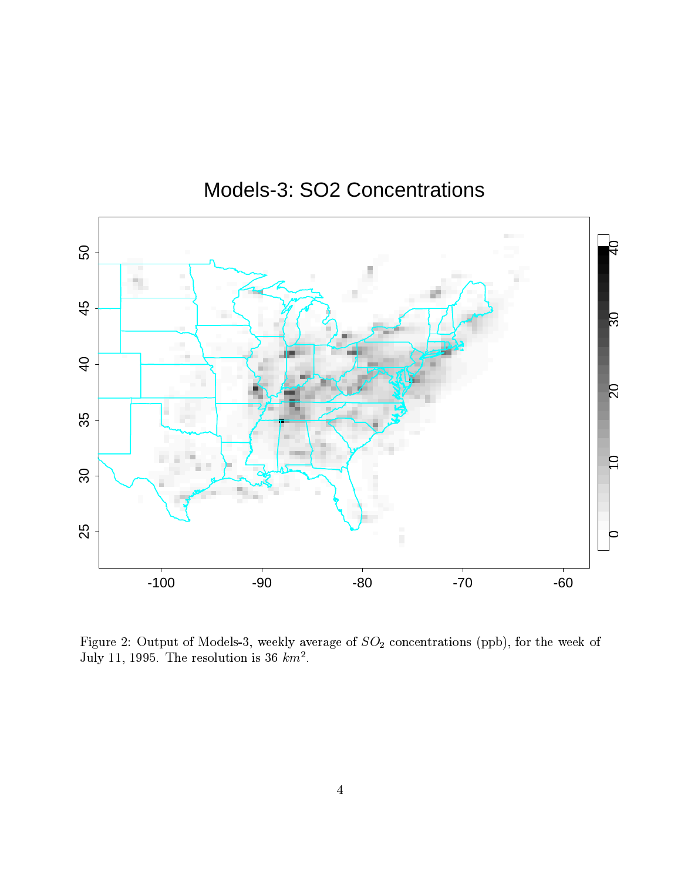Figure 2: Output of Models-3, weekly average of $SO_2$ concentrations (ppb), for the week of July 11, 1995. The resolution is 36 $km^2$.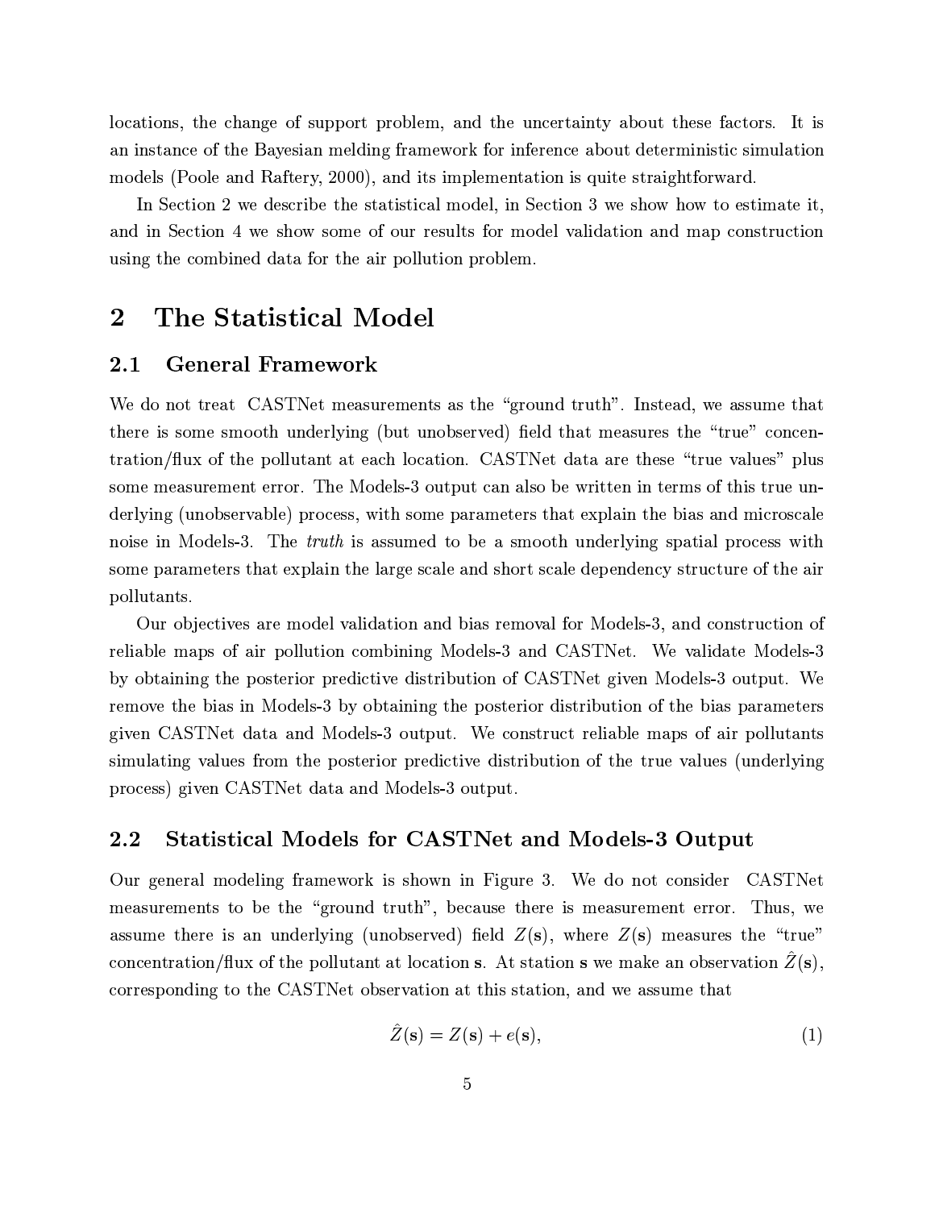locations, the change of support problem, and the uncertainty about these factors. It is an instance of the Bayesian melding framework for inference about deterministic simulation models (Poole and Raftery, 2000), and its implementation is quite straightforward.

In Section 2 we describe the statistical model, in Section 3 we show how to estimate it, and in Section 4 we show some of our results for model validation and map construction using the combined data for the air pollution problem.

# 2 The Statistical Model

## 2.1 General Framework

We do not treat CASTNet measurements as the "ground truth". Instead, we assume that there is some smooth underlying (but unobserved) field that measures the "true" concentration/flux of the pollutant at each location. CASTNet data are these "true values" plus some measurement error. The Models-3 output can also be written in terms of this true underlying (unobservable) process, with some parameters that explain the bias and microscale noise in Models-3. The *truth* is assumed to be a smooth underlying spatial process with some parameters that explain the large scale and short scale dependency structure of the air pollutants.

Our objectives are model validation and bias removal for Models-3, and construction of reliable maps of air pollution combining Models-3 and CASTNet. We validate Models-3 by obtaining the posterior predictive distribution of CASTNet given Models-3 output. We remove the bias in Models-3 by obtaining the posterior distribution of the bias parameters given CASTNet data and Models-3 output. We construct reliable maps of air pollutants simulating values from the posterior predictive distribution of the true values (underlying process) given CASTNet data and Models-3 output.

## 2.2 Statistical Models for CASTNet and Models-3 Output

Our general modeling framework is shown in Figure 3. We do not consider CASTNet measurements to be the "ground truth", because there is measurement error. Thus, we assume there is an underlying (unobserved) field $Z(\mathbf{s})$, where $Z(\mathbf{s})$ measures the "true" concentration/flux of the pollutant at location $\mathbf{s}$. At station $\mathbf{s}$ we make an observation $\hat{Z}(\mathbf{s})$, corresponding to the CASTNet observation at this station, and we assume that

$$\hat{Z}(\mathbf{s}) = Z(\mathbf{s}) + e(\mathbf{s}), \tag{1}$$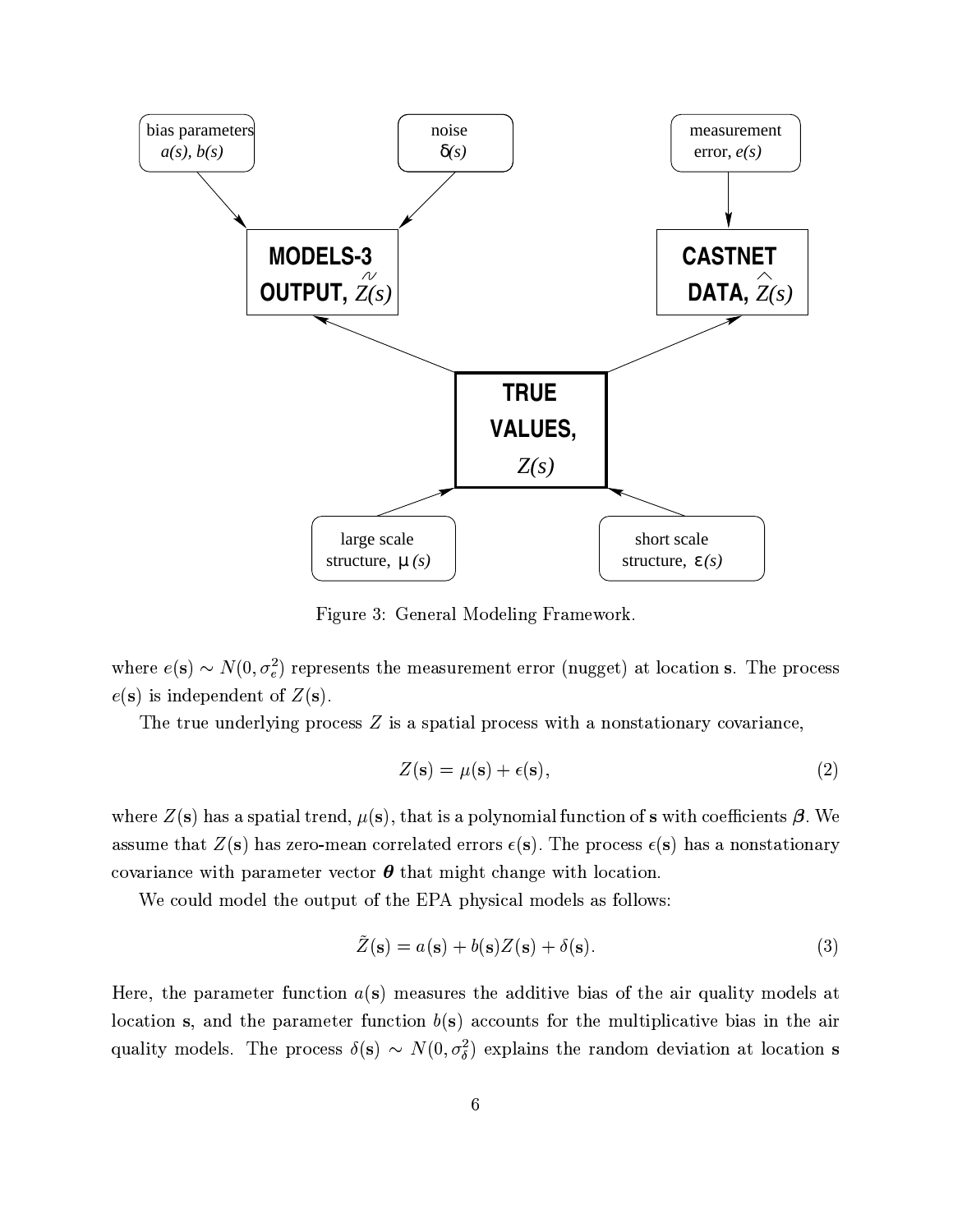Figure 3: General Modeling Framework.

where $e(\mathbf{s}) \sim N(0, \sigma_e^2)$ represents the measurement error (nugget) at location $\mathbf{s}$. The process $e(\mathbf{s})$ is independent of $Z(\mathbf{s})$.

The true underlying process $Z$ is a spatial process with a nonstationary covariance,

$$Z(\mathbf{s}) = \mu(\mathbf{s}) + \epsilon(\mathbf{s}), \tag{2}$$

where $Z(\mathbf{s})$ has a spatial trend, $\mu(\mathbf{s})$, that is a polynomial function of $\mathbf{s}$ with coefficients $\boldsymbol{\beta}$. We assume that $Z(\mathbf{s})$ has zero-mean correlated errors $\epsilon(\mathbf{s})$. The process $\epsilon(\mathbf{s})$ has a nonstationary covariance with parameter vector $\boldsymbol{\theta}$ that might change with location.

We could model the output of the EPA physical models as follows:

$$\tilde{Z}(\mathbf{s}) = a(\mathbf{s}) + b(\mathbf{s})Z(\mathbf{s}) + \delta(\mathbf{s}). \tag{3}$$

Here, the parameter function $a(\mathbf{s})$ measures the additive bias of the air quality models at location $\mathbf{s}$, and the parameter function $b(\mathbf{s})$ accounts for the multiplicative bias in the air quality models. The process $\delta(\mathbf{s}) \sim N(0, \sigma_\delta^2)$ explains the random deviation at location $\mathbf{s}$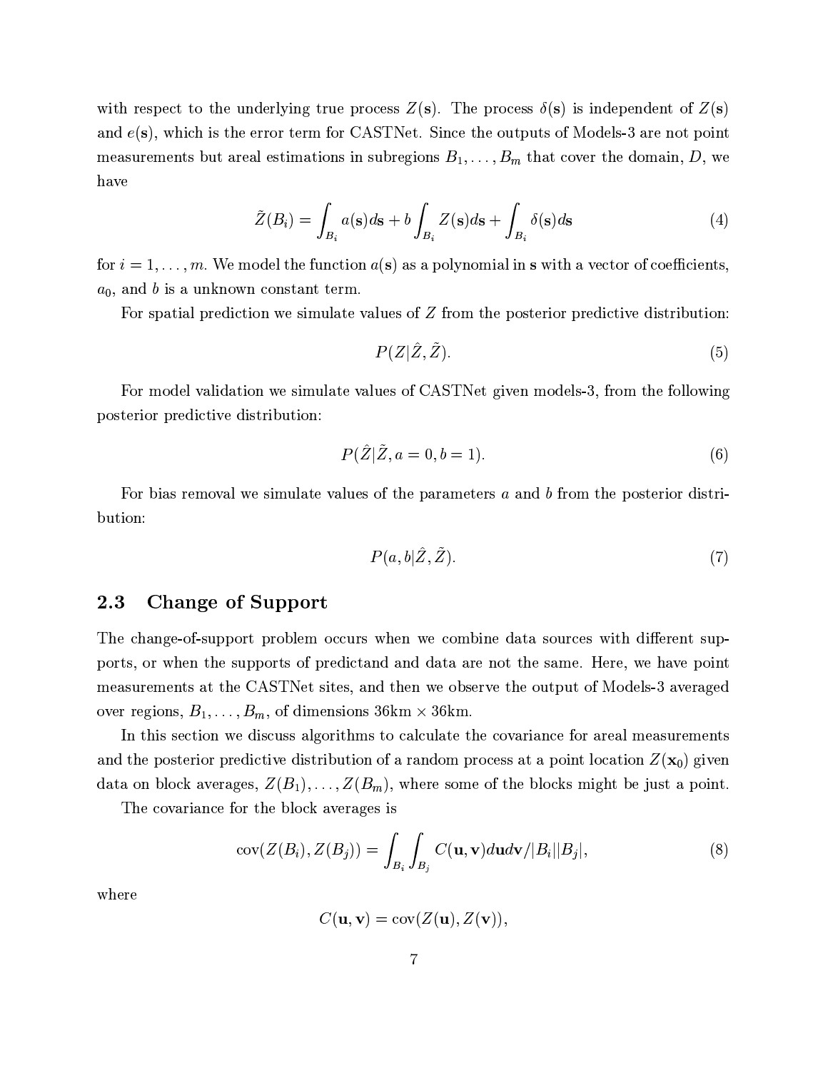with respect to the underlying true process $Z(\mathbf{s})$. The process $\delta(\mathbf{s})$ is independent of $Z(\mathbf{s})$ and $e(\mathbf{s})$, which is the error term for CASTNet. Since the outputs of Models-3 are not point measurements but areal estimations in subregions $B_1, \ldots, B_m$ that cover the domain, $D$, we have

$$\tilde{Z}(B_i) = \int_{B_i} a(\mathbf{s}) d\mathbf{s} + b \int_{B_i} Z(\mathbf{s}) d\mathbf{s} + \int_{B_i} \delta(\mathbf{s}) d\mathbf{s} \tag{4}$$

for $i = 1, \ldots, m$. We model the function $a(\mathbf{s})$ as a polynomial in $\mathbf{s}$ with a vector of coefficients, $a_0$, and $b$ is a unknown constant term.

For spatial prediction we simulate values of $Z$ from the posterior predictive distribution:

$$P(Z|\hat{Z}, \tilde{Z}). \tag{5}$$

For model validation we simulate values of CASTNet given models-3, from the following posterior predictive distribution:

$$P(\hat{Z}|\tilde{Z}, a = 0, b = 1). \tag{6}$$

For bias removal we simulate values of the parameters $a$ and $b$ from the posterior distribution:

$$P(a, b|\hat{Z}, \tilde{Z}). \tag{7}$$

## 2.3 Change of Support

The change-of-support problem occurs when we combine data sources with different supports, or when the supports of predictand and data are not the same. Here, we have point measurements at the CASTNet sites, and then we observe the output of Models-3 averaged over regions, $B_1, \ldots, B_m$, of dimensions 36km $\times$ 36km.

In this section we discuss algorithms to calculate the covariance for areal measurements and the posterior predictive distribution of a random process at a point location $Z(\mathbf{x}_0)$ given data on block averages, $Z(B_1), \ldots, Z(B_m)$, where some of the blocks might be just a point.

The covariance for the block averages is

$$\text{cov}(Z(B_i), Z(B_j)) = \int_{B_i} \int_{B_j} C(\mathbf{u}, \mathbf{v}) d\mathbf{u} d\mathbf{v} / |B_i||B_j|, \tag{8}$$

where

$$C(\mathbf{u}, \mathbf{v}) = \text{cov}(Z(\mathbf{u}), Z(\mathbf{v})),$$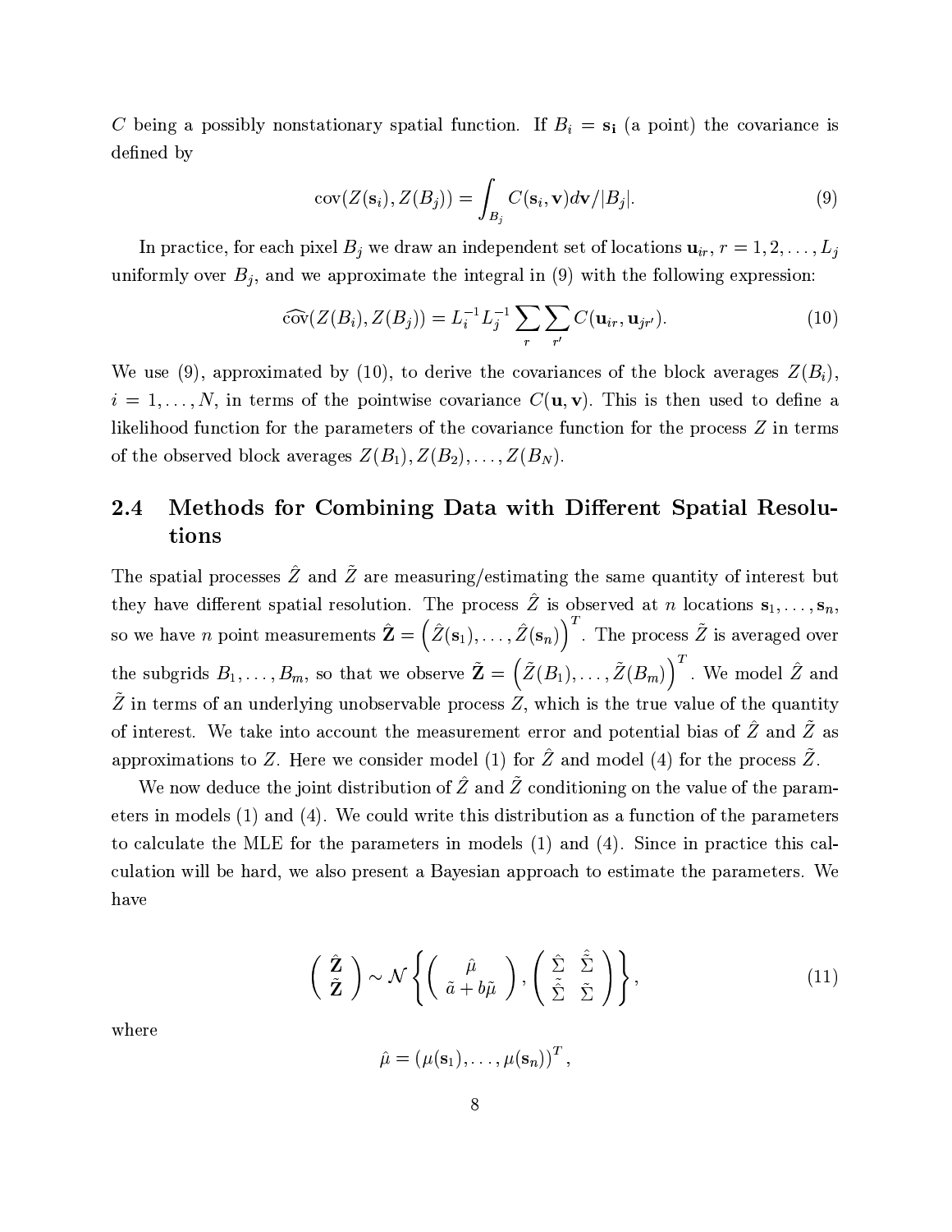$C$ being a possibly nonstationary spatial function. If $B_i = \mathbf{s_i}$ (a point) the covariance is defined by

$$\text{cov}(Z(\mathbf{s}_i), Z(B_j)) = \int_{B_j} C(\mathbf{s}_i, \mathbf{v}) d\mathbf{v} / |B_j|. \tag{9}$$

In practice, for each pixel $B_j$ we draw an independent set of locations $\mathbf{u}_{ir}$, $r = 1, 2, \ldots, L_j$ uniformly over $B_j$, and we approximate the integral in (9) with the following expression:

$$\widehat{\text{cov}}(Z(B_i), Z(B_j)) = L_i^{-1} L_j^{-1} \sum_r \sum_{r'} C(\mathbf{u}_{ir}, \mathbf{u}_{jr'}). \tag{10}$$

We use (9), approximated by (10), to derive the covariances of the block averages $Z(B_i)$, $i = 1, \ldots, N$, in terms of the pointwise covariance $C(\mathbf{u}, \mathbf{v})$. This is then used to define a likelihood function for the parameters of the covariance function for the process $Z$ in terms of the observed block averages $Z(B_1), Z(B_2), \ldots, Z(B_N)$.

## 2.4 Methods for Combining Data with Different Spatial Resolutions

The spatial processes $\hat{Z}$ and $\tilde{Z}$ are measuring/estimating the same quantity of interest but they have different spatial resolution. The process $\hat{Z}$ is observed at $n$ locations $\mathbf{s}_1, \ldots, \mathbf{s}_n$, so we have $n$ point measurements $\hat{\mathbf{Z}} = \left(\hat{Z}(\mathbf{s}_1), \ldots, \hat{Z}(\mathbf{s}_n)\right)^T$. The process $\tilde{Z}$ is averaged over the subgrids $B_1, \ldots, B_m$, so that we observe $\tilde{\mathbf{Z}} = \left(\tilde{Z}(B_1), \ldots, \tilde{Z}(B_m)\right)^T$. We model $\hat{Z}$ and $\tilde{Z}$ in terms of an underlying unobservable process $Z$, which is the true value of the quantity of interest. We take into account the measurement error and potential bias of $\hat{Z}$ and $\tilde{Z}$ as approximations to $Z$. Here we consider model (1) for $\hat{Z}$ and model (4) for the process $\tilde{Z}$.

We now deduce the joint distribution of $\hat{Z}$ and $\tilde{Z}$ conditioning on the value of the parameters in models (1) and (4). We could write this distribution as a function of the parameters to calculate the MLE for the parameters in models (1) and (4). Since in practice this calculation will be hard, we also present a Bayesian approach to estimate the parameters. We have

$$\begin{pmatrix} \hat{\mathbf{Z}} \\ \tilde{\mathbf{Z}} \end{pmatrix} \sim \mathcal{N}\left\{ \begin{pmatrix} \hat{\mu} \\ \tilde{a} + b\tilde{\mu} \end{pmatrix}, \begin{pmatrix} \hat{\Sigma} & \hat{\tilde{\Sigma}} \\ \tilde{\hat{\Sigma}} & \tilde{\Sigma} \end{pmatrix} \right\}, \tag{11}$$

where

$$\hat{\mu} = (\mu(\mathbf{s}_1), \ldots, \mu(\mathbf{s}_n))^T,$$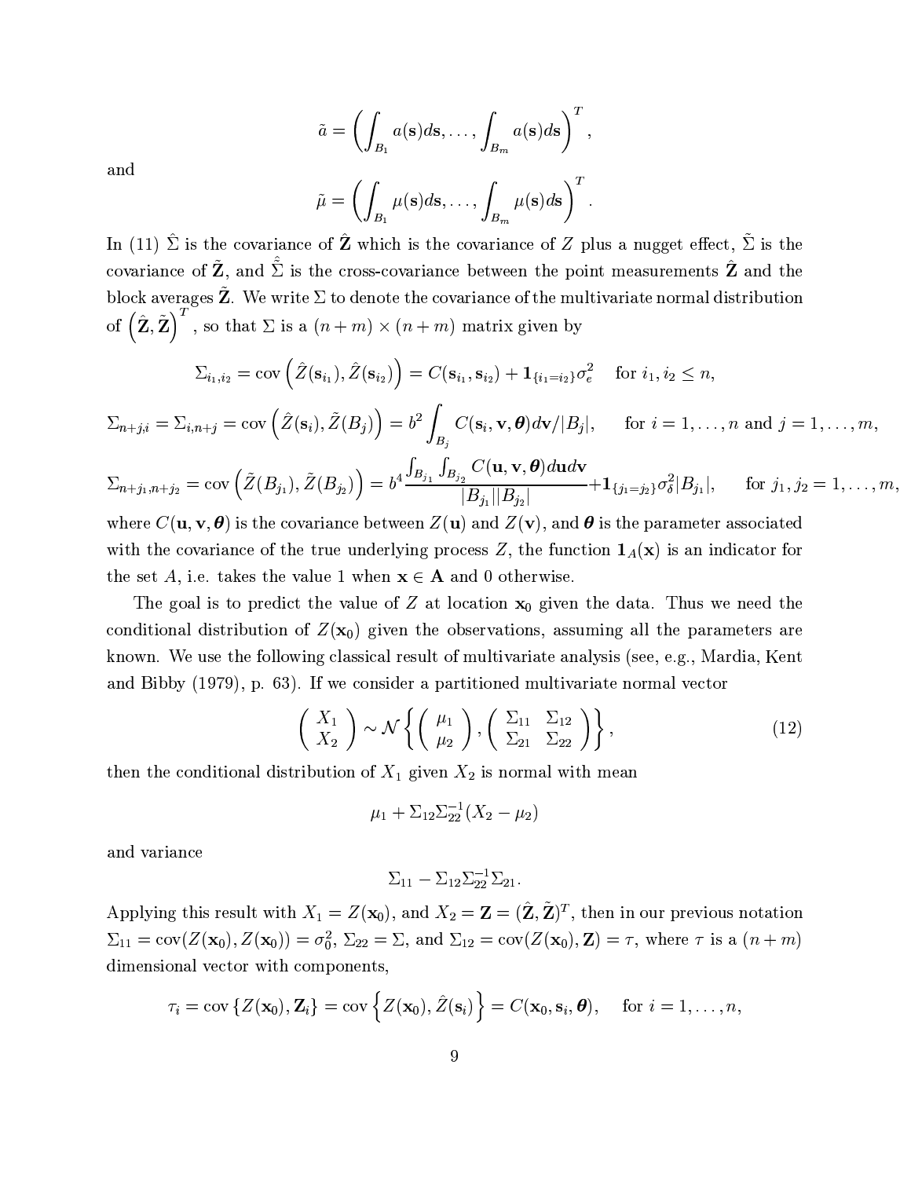$$\tilde{a} = \left( \int_{B_1} a(\mathbf{s}) d\mathbf{s}, \ldots, \int_{B_m} a(\mathbf{s}) d\mathbf{s} \right)^T,$$

and

$$\tilde{\mu} = \left( \int_{B_1} \mu(\mathbf{s}) d\mathbf{s}, \ldots, \int_{B_m} \mu(\mathbf{s}) d\mathbf{s} \right)^T.$$

In (11) $\hat{\Sigma}$ is the covariance of $\hat{\mathbf{Z}}$ which is the covariance of $Z$ plus a nugget effect, $\tilde{\Sigma}$ is the covariance of $\tilde{\mathbf{Z}}$, and $\hat{\tilde{\Sigma}}$ is the cross-covariance between the point measurements $\hat{\mathbf{Z}}$ and the block averages $\tilde{\mathbf{Z}}$. We write $\Sigma$ to denote the covariance of the multivariate normal distribution of $\left(\hat{\mathbf{Z}}, \tilde{\mathbf{Z}}\right)^T$, so that $\Sigma$ is a $(n+m) \times (n+m)$ matrix given by

$$\Sigma_{i_1,i_2} = \text{cov}\left(\hat{Z}(\mathbf{s}_{i_1}), \hat{Z}(\mathbf{s}_{i_2})\right) = C(\mathbf{s}_{i_1}, \mathbf{s}_{i_2}) + \mathbf{1}_{\{i_1=i_2\}} \sigma_e^2 \quad \text{for } i_1, i_2 \le n,$$

$$\Sigma_{n+j,i} = \Sigma_{i,n+j} = \text{cov}\left(\hat{Z}(\mathbf{s}_i), \tilde{Z}(B_j)\right) = b^2 \int_{B_j} C(\mathbf{s}_i, \mathbf{v}, \boldsymbol{\theta}) d\mathbf{v} / |B_j|, \quad \text{for } i = 1, \ldots, n \text{ and } j = 1, \ldots, m,$$

$$\Sigma_{n+j_1,n+j_2} = \text{cov}\left(\tilde{Z}(B_{j_1}), \tilde{Z}(B_{j_2})\right) = b^4 \frac{\int_{B_{j_1}} \int_{B_{j_2}} C(\mathbf{u}, \mathbf{v}, \boldsymbol{\theta}) d\mathbf{u} d\mathbf{v}}{|B_{j_1}||B_{j_2}|} + \mathbf{1}_{\{j_1=j_2\}} \sigma_\delta^2 |B_{j_1}|, \quad \text{for } j_1, j_2 = 1, \ldots, m,$$

where $C(\mathbf{u}, \mathbf{v}, \boldsymbol{\theta})$ is the covariance between $Z(\mathbf{u})$ and $Z(\mathbf{v})$, and $\boldsymbol{\theta}$ is the parameter associated with the covariance of the true underlying process $Z$, the function $\mathbf{1}_A(\mathbf{x})$ is an indicator for the set $A$, i.e. takes the value 1 when $\mathbf{x} \in \mathbf{A}$ and 0 otherwise.

The goal is to predict the value of $Z$ at location $\mathbf{x}_0$ given the data. Thus we need the conditional distribution of $Z(\mathbf{x}_0)$ given the observations, assuming all the parameters are known. We use the following classical result of multivariate analysis (see, e.g., Mardia, Kent and Bibby (1979), p. 63). If we consider a partitioned multivariate normal vector

$$\begin{pmatrix} X_1 \\ X_2 \end{pmatrix} \sim \mathcal{N}\left\{ \begin{pmatrix} \mu_1 \\ \mu_2 \end{pmatrix}, \begin{pmatrix} \Sigma_{11} & \Sigma_{12} \\ \Sigma_{21} & \Sigma_{22} \end{pmatrix} \right\}, \tag{12}$$

then the conditional distribution of $X_1$ given $X_2$ is normal with mean

$$\mu_1 + \Sigma_{12}\Sigma_{22}^{-1}(X_2 - \mu_2)$$

and variance

$$\Sigma_{11} - \Sigma_{12}\Sigma_{22}^{-1}\Sigma_{21}.$$

Applying this result with $X_1 = Z(\mathbf{x}_0)$, and $X_2 = \mathbf{Z} = (\hat{\mathbf{Z}}, \tilde{\mathbf{Z}})^T$, then in our previous notation $\Sigma_{11} = \text{cov}(Z(\mathbf{x}_0), Z(\mathbf{x}_0)) = \sigma_0^2$, $\Sigma_{22} = \Sigma$, and $\Sigma_{12} = \text{cov}(Z(\mathbf{x}_0), \mathbf{Z}) = \tau$, where $\tau$ is a $(n+m)$ dimensional vector with components,

$$\tau_i = \text{cov}\left\{Z(\mathbf{x}_0), \mathbf{Z}_i\right\} = \text{cov}\left\{Z(\mathbf{x}_0), \hat{Z}(\mathbf{s}_i)\right\} = C(\mathbf{x}_0, \mathbf{s}_i, \boldsymbol{\theta}), \quad \text{for } i = 1, \ldots, n,$$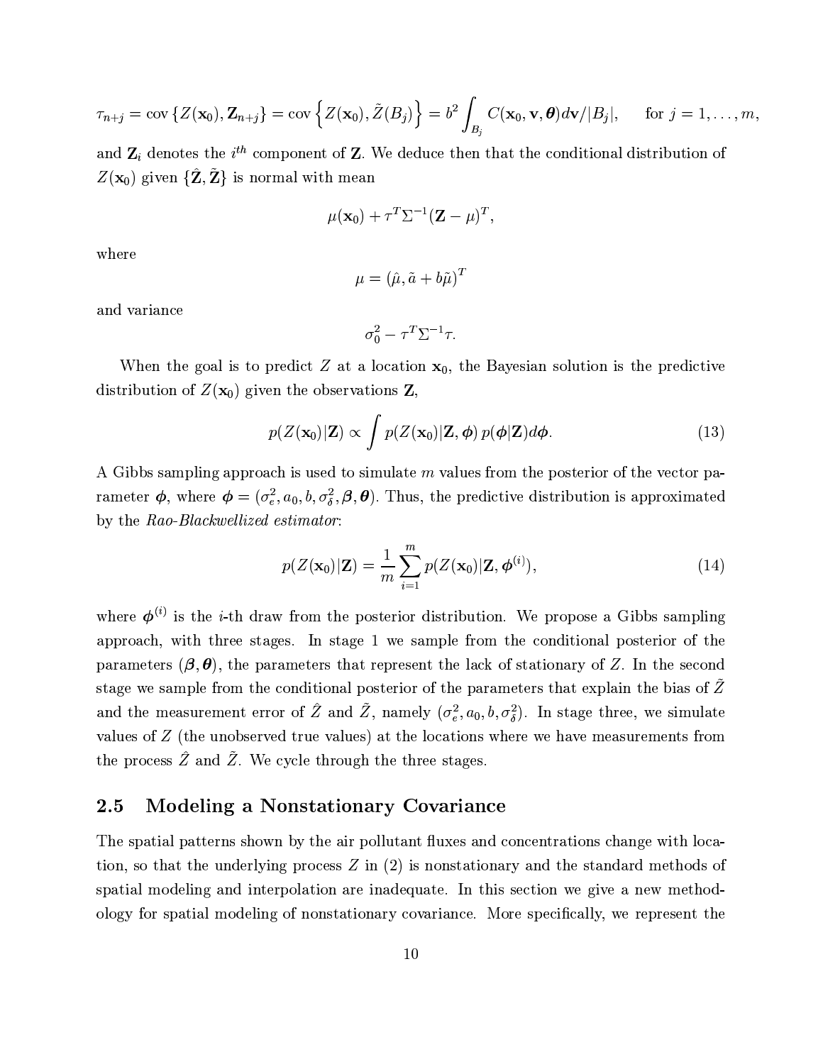$$\tau_{n+j} = \text{cov}\left\{Z(\mathbf{x}_0), \mathbf{Z}_{n+j}\right\} = \text{cov}\left\{Z(\mathbf{x}_0), \tilde{Z}(B_j)\right\} = b^2 \int_{B_j} C(\mathbf{x}_0, \mathbf{v}, \boldsymbol{\theta}) d\mathbf{v}/|B_j|, \qquad \text{for } j = 1, \ldots, m,$$

and $\mathbf{Z}_i$ denotes the $i^{th}$ component of $\mathbf{Z}$. We deduce then that the conditional distribution of $Z(\mathbf{x}_0)$ given $\{\hat{\mathbf{Z}}, \tilde{\mathbf{Z}}\}$ is normal with mean

$$\mu(\mathbf{x}_0) + \tau^T \Sigma^{-1} (\mathbf{Z} - \mu)^T,$$

where

$$\mu = (\hat{\mu}, \tilde{a} + b\tilde{\mu})^T$$

and variance

$$\sigma_0^2 - \tau^T \Sigma^{-1} \tau.$$

When the goal is to predict $Z$ at a location $\mathbf{x}_0$, the Bayesian solution is the predictive distribution of $Z(\mathbf{x}_0)$ given the observations $\mathbf{Z}$,

$$p(Z(\mathbf{x}_0)|\mathbf{Z}) \propto \int p(Z(\mathbf{x}_0)|\mathbf{Z}, \boldsymbol{\phi})\, p(\boldsymbol{\phi}|\mathbf{Z}) d\boldsymbol{\phi}. \tag{13}$$

A Gibbs sampling approach is used to simulate $m$ values from the posterior of the vector parameter $\boldsymbol{\phi}$, where $\boldsymbol{\phi} = (\sigma_e^2, a_0, b, \sigma_\delta^2, \boldsymbol{\beta}, \boldsymbol{\theta})$. Thus, the predictive distribution is approximated by the *Rao-Blackwellized estimator*:

$$p(Z(\mathbf{x}_0)|\mathbf{Z}) = \frac{1}{m} \sum_{i=1}^{m} p(Z(\mathbf{x}_0)|\mathbf{Z}, \boldsymbol{\phi}^{(i)}), \tag{14}$$

where $\boldsymbol{\phi}^{(i)}$ is the $i$-th draw from the posterior distribution. We propose a Gibbs sampling approach, with three stages. In stage 1 we sample from the conditional posterior of the parameters $(\boldsymbol{\beta}, \boldsymbol{\theta})$, the parameters that represent the lack of stationary of $Z$. In the second stage we sample from the conditional posterior of the parameters that explain the bias of $\tilde{Z}$ and the measurement error of $\hat{Z}$ and $\tilde{Z}$, namely $(\sigma_e^2, a_0, b, \sigma_\delta^2)$. In stage three, we simulate values of $Z$ (the unobserved true values) at the locations where we have measurements from the process $\hat{Z}$ and $\tilde{Z}$. We cycle through the three stages.

## 2.5 Modeling a Nonstationary Covariance

The spatial patterns shown by the air pollutant fluxes and concentrations change with location, so that the underlying process $Z$ in (2) is nonstationary and the standard methods of spatial modeling and interpolation are inadequate. In this section we give a new methodology for spatial modeling of nonstationary covariance. More specifically, we represent the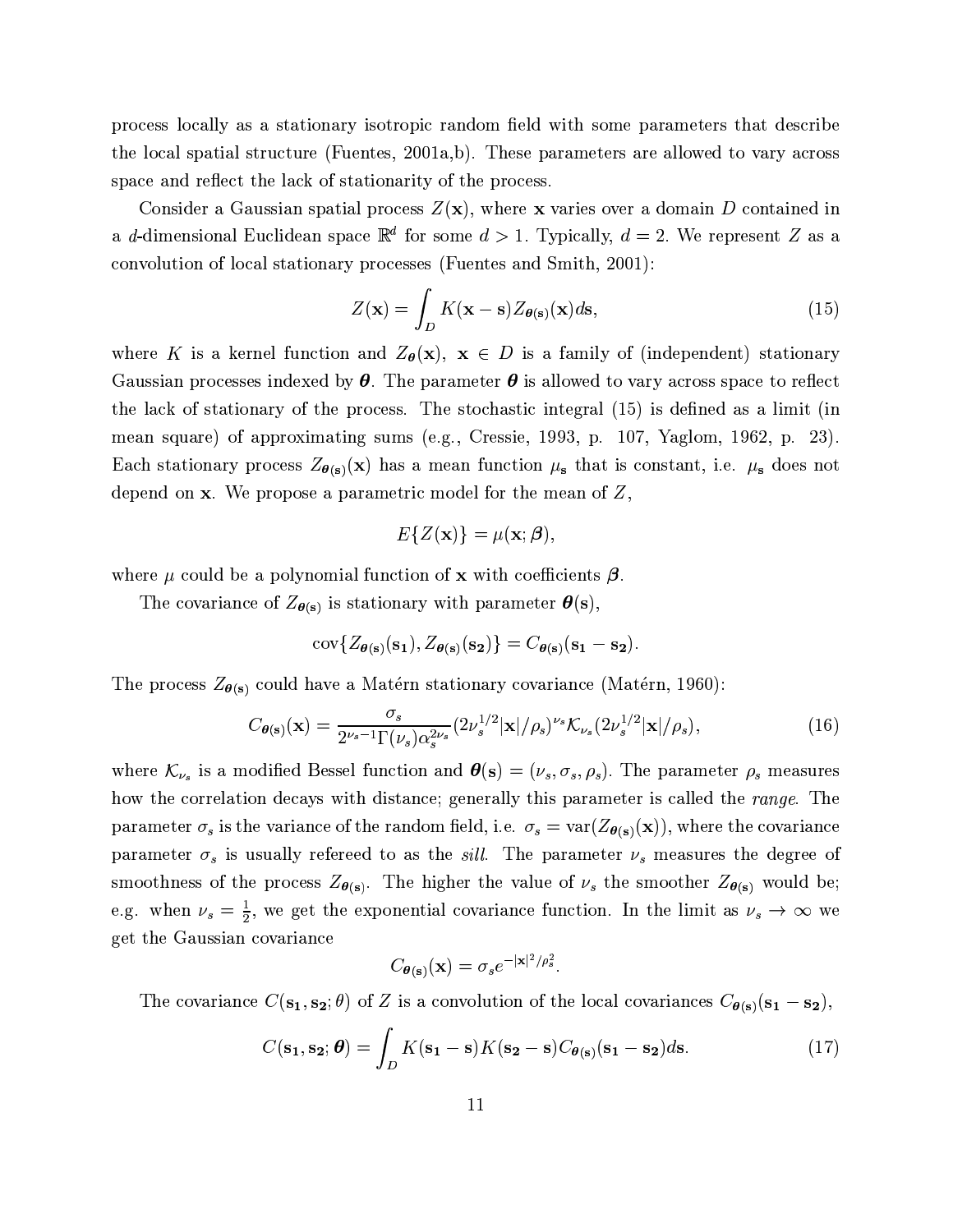process locally as a stationary isotropic random field with some parameters that describe the local spatial structure (Fuentes, 2001a,b). These parameters are allowed to vary across space and reflect the lack of stationarity of the process.

Consider a Gaussian spatial process $Z(\mathbf{x})$, where $\mathbf{x}$ varies over a domain $D$ contained in a $d$-dimensional Euclidean space $\mathbb{R}^d$ for some $d > 1$. Typically, $d = 2$. We represent $Z$ as a convolution of local stationary processes (Fuentes and Smith, 2001):

$$Z(\mathbf{x}) = \int_D K(\mathbf{x} - \mathbf{s}) Z_{\boldsymbol{\theta}(\mathbf{s})}(\mathbf{x}) d\mathbf{s}, \tag{15}$$

where $K$ is a kernel function and $Z_{\boldsymbol{\theta}}(\mathbf{x})$, $\mathbf{x} \in D$ is a family of (independent) stationary Gaussian processes indexed by $\boldsymbol{\theta}$. The parameter $\boldsymbol{\theta}$ is allowed to vary across space to reflect the lack of stationary of the process. The stochastic integral (15) is defined as a limit (in mean square) of approximating sums (e.g., Cressie, 1993, p. 107, Yaglom, 1962, p. 23). Each stationary process $Z_{\boldsymbol{\theta}(\mathbf{s})}(\mathbf{x})$ has a mean function $\mu_{\mathbf{s}}$ that is constant, i.e. $\mu_{\mathbf{s}}$ does not depend on $\mathbf{x}$. We propose a parametric model for the mean of $Z$,

$$E\{Z(\mathbf{x})\} = \mu(\mathbf{x}; \boldsymbol{\beta}),$$

where $\mu$ could be a polynomial function of $\mathbf{x}$ with coefficients $\boldsymbol{\beta}$.

The covariance of $Z_{\boldsymbol{\theta}(\mathbf{s})}$ is stationary with parameter $\boldsymbol{\theta}(\mathbf{s})$,

$$\text{cov}\{Z_{\boldsymbol{\theta}(\mathbf{s})}(\mathbf{s_1}), Z_{\boldsymbol{\theta}(\mathbf{s})}(\mathbf{s_2})\} = C_{\boldsymbol{\theta}(\mathbf{s})}(\mathbf{s_1} - \mathbf{s_2}).$$

The process $Z_{\boldsymbol{\theta}(\mathbf{s})}$ could have a Matérn stationary covariance (Matérn, 1960):

$$C_{\boldsymbol{\theta}(\mathbf{s})}(\mathbf{x}) = \frac{\sigma_s}{2^{\nu_s - 1}\Gamma(\nu_s)\alpha_s^{2\nu_s}} (2\nu_s^{1/2}|\mathbf{x}|/\rho_s)^{\nu_s} \mathcal{K}_{\nu_s}(2\nu_s^{1/2}|\mathbf{x}|/\rho_s), \tag{16}$$

where $\mathcal{K}_{\nu_s}$ is a modified Bessel function and $\boldsymbol{\theta}(\mathbf{s}) = (\nu_s, \sigma_s, \rho_s)$. The parameter $\rho_s$ measures how the correlation decays with distance; generally this parameter is called the *range*. The parameter $\sigma_s$ is the variance of the random field, i.e. $\sigma_s = \text{var}(Z_{\boldsymbol{\theta}(\mathbf{s})}(\mathbf{x}))$, where the covariance parameter $\sigma_s$ is usually refereed to as the *sill*. The parameter $\nu_s$ measures the degree of smoothness of the process $Z_{\boldsymbol{\theta}(\mathbf{s})}$. The higher the value of $\nu_s$ the smoother $Z_{\boldsymbol{\theta}(\mathbf{s})}$ would be; e.g. when $\nu_s = \frac{1}{2}$, we get the exponential covariance function. In the limit as $\nu_s \to \infty$ we get the Gaussian covariance

$$C_{\boldsymbol{\theta}(\mathbf{s})}(\mathbf{x}) = \sigma_s e^{-|\mathbf{x}|^2/\rho_s^2}.$$

The covariance $C(\mathbf{s_1}, \mathbf{s_2}; \theta)$ of $Z$ is a convolution of the local covariances $C_{\boldsymbol{\theta}(\mathbf{s})}(\mathbf{s_1} - \mathbf{s_2})$,

$$C(\mathbf{s_1}, \mathbf{s_2}; \boldsymbol{\theta}) = \int_D K(\mathbf{s_1} - \mathbf{s}) K(\mathbf{s_2} - \mathbf{s}) C_{\boldsymbol{\theta}(\mathbf{s})}(\mathbf{s_1} - \mathbf{s_2}) d\mathbf{s}. \tag{17}$$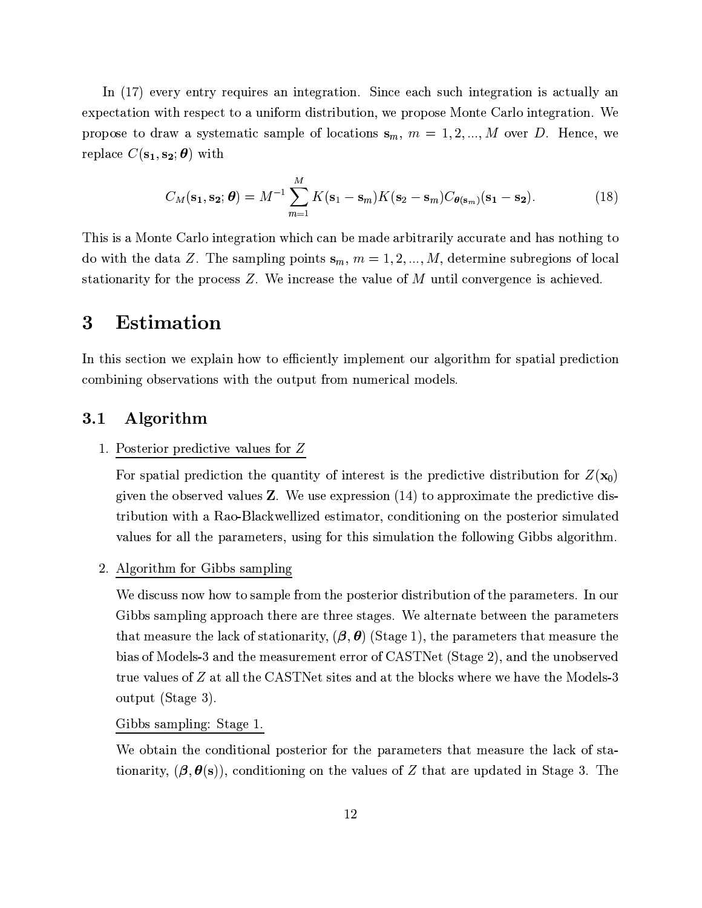In (17) every entry requires an integration. Since each such integration is actually an expectation with respect to a uniform distribution, we propose Monte Carlo integration. We propose to draw a systematic sample of locations $\mathbf{s}_m$, $m = 1, 2, ..., M$ over $D$. Hence, we replace $C(\mathbf{s_1}, \mathbf{s_2}; \boldsymbol{\theta})$ with

$$C_M(\mathbf{s_1}, \mathbf{s_2}; \boldsymbol{\theta}) = M^{-1} \sum_{m=1}^{M} K(\mathbf{s}_1 - \mathbf{s}_m) K(\mathbf{s}_2 - \mathbf{s}_m) C_{\boldsymbol{\theta}(\mathbf{s}_m)}(\mathbf{s_1} - \mathbf{s_2}). \tag{18}$$

This is a Monte Carlo integration which can be made arbitrarily accurate and has nothing to do with the data $Z$. The sampling points $\mathbf{s}_m$, $m = 1, 2, ..., M$, determine subregions of local stationarity for the process $Z$. We increase the value of $M$ until convergence is achieved.

# 3 Estimation

In this section we explain how to efficiently implement our algorithm for spatial prediction combining observations with the output from numerical models.

## 3.1 Algorithm

1. Posterior predictive values for $Z$

   For spatial prediction the quantity of interest is the predictive distribution for $Z(\mathbf{x}_0)$ given the observed values $\mathbf{Z}$. We use expression (14) to approximate the predictive distribution with a Rao-Blackwellized estimator, conditioning on the posterior simulated values for all the parameters, using for this simulation the following Gibbs algorithm.

2. Algorithm for Gibbs sampling

   We discuss now how to sample from the posterior distribution of the parameters. In our Gibbs sampling approach there are three stages. We alternate between the parameters that measure the lack of stationarity, $(\boldsymbol{\beta}, \boldsymbol{\theta})$ (Stage 1), the parameters that measure the bias of Models-3 and the measurement error of CASTNet (Stage 2), and the unobserved true values of $Z$ at all the CASTNet sites and at the blocks where we have the Models-3 output (Stage 3).

   Gibbs sampling: Stage 1.

   We obtain the conditional posterior for the parameters that measure the lack of stationarity, $(\boldsymbol{\beta}, \boldsymbol{\theta}(\mathbf{s}))$, conditioning on the values of $Z$ that are updated in Stage 3. The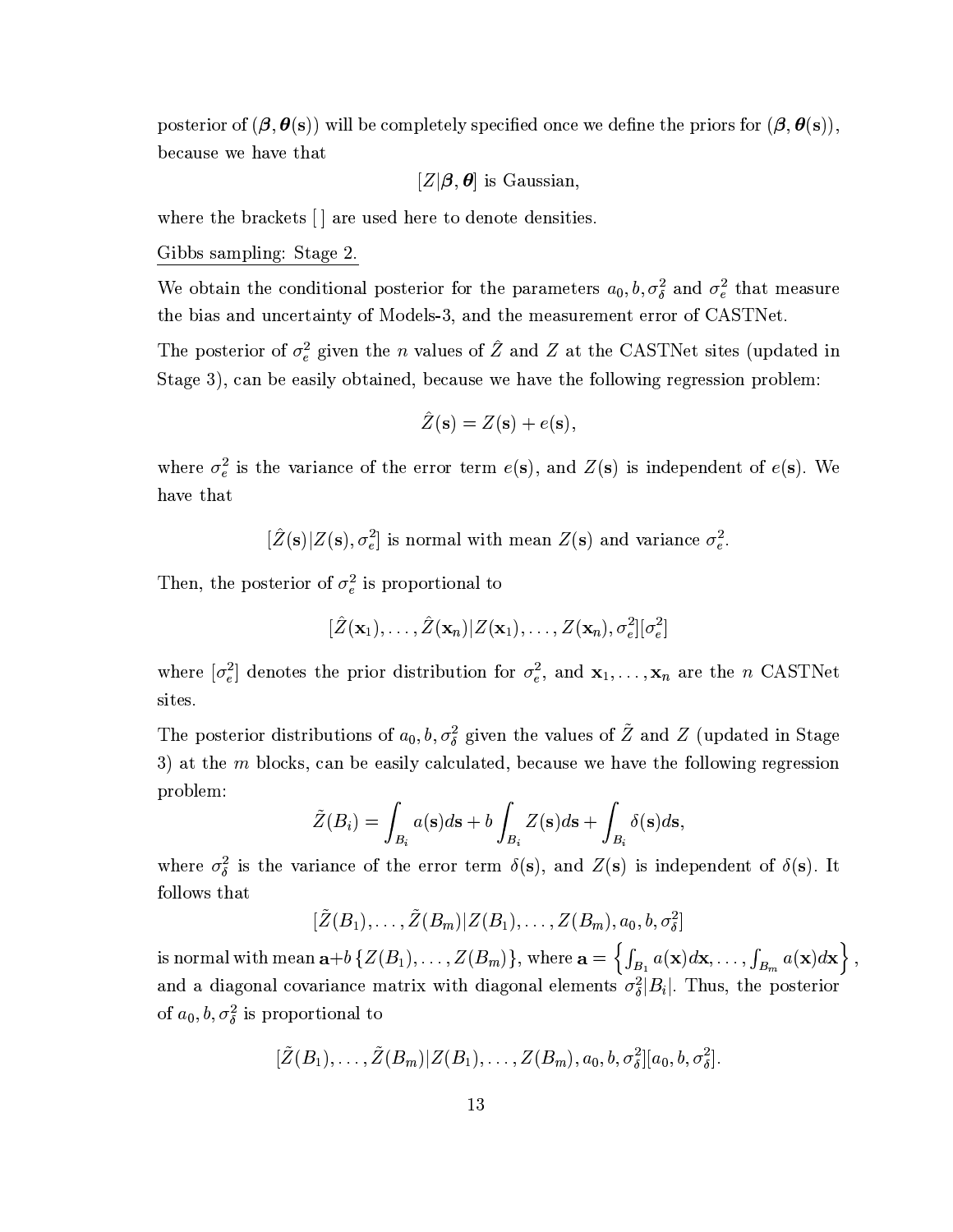posterior of $(\boldsymbol{\beta}, \boldsymbol{\theta}(\mathbf{s}))$ will be completely specified once we define the priors for $(\boldsymbol{\beta}, \boldsymbol{\theta}(\mathbf{s}))$, because we have that

$$[Z|\boldsymbol{\beta}, \boldsymbol{\theta}] \text{ is Gaussian,}$$

where the brackets [ ] are used here to denote densities.

Gibbs sampling: Stage 2.

We obtain the conditional posterior for the parameters $a_0, b, \sigma_\delta^2$ and $\sigma_e^2$ that measure the bias and uncertainty of Models-3, and the measurement error of CASTNet.

The posterior of $\sigma_e^2$ given the $n$ values of $\hat{Z}$ and $Z$ at the CASTNet sites (updated in Stage 3), can be easily obtained, because we have the following regression problem:

$$\hat{Z}(\mathbf{s}) = Z(\mathbf{s}) + e(\mathbf{s}),$$

where $\sigma_e^2$ is the variance of the error term $e(\mathbf{s})$, and $Z(\mathbf{s})$ is independent of $e(\mathbf{s})$. We have that

$$[\hat{Z}(\mathbf{s})|Z(\mathbf{s}), \sigma_e^2] \text{ is normal with mean } Z(\mathbf{s}) \text{ and variance } \sigma_e^2.$$

Then, the posterior of $\sigma_e^2$ is proportional to

$$[\hat{Z}(\mathbf{x}_1), \ldots, \hat{Z}(\mathbf{x}_n)|Z(\mathbf{x}_1), \ldots, Z(\mathbf{x}_n), \sigma_e^2][\sigma_e^2]$$

where $[\sigma_e^2]$ denotes the prior distribution for $\sigma_e^2$, and $\mathbf{x}_1, \ldots, \mathbf{x}_n$ are the $n$ CASTNet sites.

The posterior distributions of $a_0, b, \sigma_\delta^2$ given the values of $\tilde{Z}$ and $Z$ (updated in Stage 3) at the $m$ blocks, can be easily calculated, because we have the following regression problem:

$$\tilde{Z}(B_i) = \int_{B_i} a(\mathbf{s})d\mathbf{s} + b\int_{B_i} Z(\mathbf{s})d\mathbf{s} + \int_{B_i} \delta(\mathbf{s})d\mathbf{s},$$

where $\sigma_\delta^2$ is the variance of the error term $\delta(\mathbf{s})$, and $Z(\mathbf{s})$ is independent of $\delta(\mathbf{s})$. It follows that

$$[\tilde{Z}(B_1), \ldots, \tilde{Z}(B_m)|Z(B_1), \ldots, Z(B_m), a_0, b, \sigma_\delta^2]$$

is normal with mean $\mathbf{a}+b\{Z(B_1), \ldots, Z(B_m)\}$, where $\mathbf{a} = \left\{\int_{B_1} a(\mathbf{x})d\mathbf{x}, \ldots, \int_{B_m} a(\mathbf{x})d\mathbf{x}\right\}$, and a diagonal covariance matrix with diagonal elements $\sigma_\delta^2|B_i|$. Thus, the posterior of $a_0, b, \sigma_\delta^2$ is proportional to

$$[\tilde{Z}(B_1), \ldots, \tilde{Z}(B_m)|Z(B_1), \ldots, Z(B_m), a_0, b, \sigma_\delta^2][a_0, b, \sigma_\delta^2].$$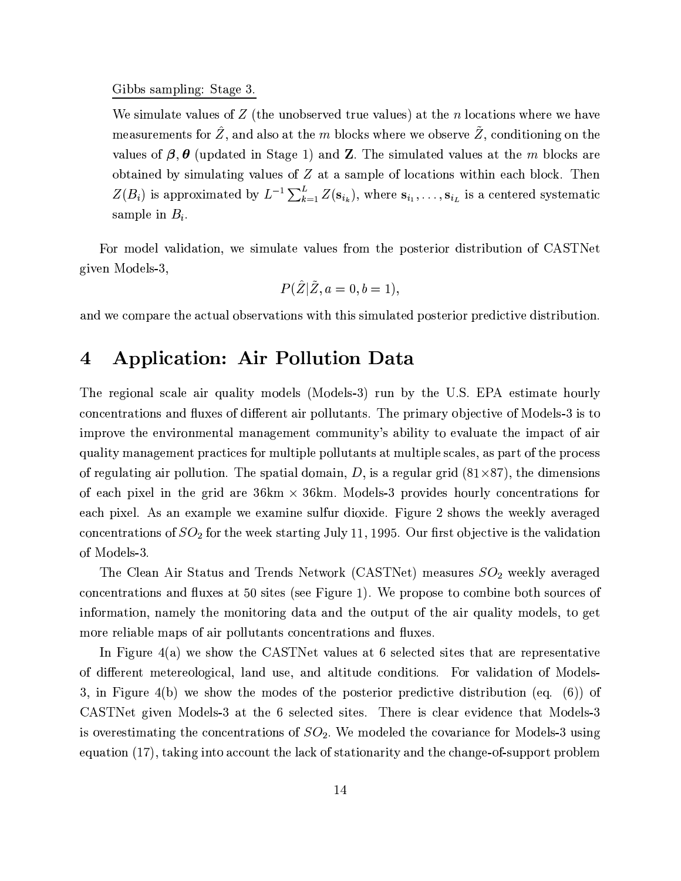<u>Gibbs sampling: Stage 3.</u>

We simulate values of $Z$ (the unobserved true values) at the $n$ locations where we have measurements for $\hat{Z}$, and also at the $m$ blocks where we observe $\tilde{Z}$, conditioning on the values of $\boldsymbol{\beta}, \boldsymbol{\theta}$ (updated in Stage 1) and $\mathbf{Z}$. The simulated values at the $m$ blocks are obtained by simulating values of $Z$ at a sample of locations within each block. Then $Z(B_i)$ is approximated by $L^{-1} \sum_{k=1}^{L} Z(\mathbf{s}_{i_k})$, where $\mathbf{s}_{i_1}, \ldots, \mathbf{s}_{i_L}$ is a centered systematic sample in $B_i$.

For model validation, we simulate values from the posterior distribution of CASTNet given Models-3,

$$P(\hat{Z}|\tilde{Z}, a = 0, b = 1),$$

and we compare the actual observations with this simulated posterior predictive distribution.

# 4 Application: Air Pollution Data

The regional scale air quality models (Models-3) run by the U.S. EPA estimate hourly concentrations and fluxes of different air pollutants. The primary objective of Models-3 is to improve the environmental management community's ability to evaluate the impact of air quality management practices for multiple pollutants at multiple scales, as part of the process of regulating air pollution. The spatial domain, $D$, is a regular grid ($81 \times 87$), the dimensions of each pixel in the grid are 36km $\times$ 36km. Models-3 provides hourly concentrations for each pixel. As an example we examine sulfur dioxide. Figure 2 shows the weekly averaged concentrations of $SO_2$ for the week starting July 11, 1995. Our first objective is the validation of Models-3.

The Clean Air Status and Trends Network (CASTNet) measures $SO_2$ weekly averaged concentrations and fluxes at 50 sites (see Figure 1). We propose to combine both sources of information, namely the monitoring data and the output of the air quality models, to get more reliable maps of air pollutants concentrations and fluxes.

In Figure 4(a) we show the CASTNet values at 6 selected sites that are representative of different metereological, land use, and altitude conditions. For validation of Models-3, in Figure 4(b) we show the modes of the posterior predictive distribution (eq. (6)) of CASTNet given Models-3 at the 6 selected sites. There is clear evidence that Models-3 is overestimating the concentrations of $SO_2$. We modeled the covariance for Models-3 using equation (17), taking into account the lack of stationarity and the change-of-support problem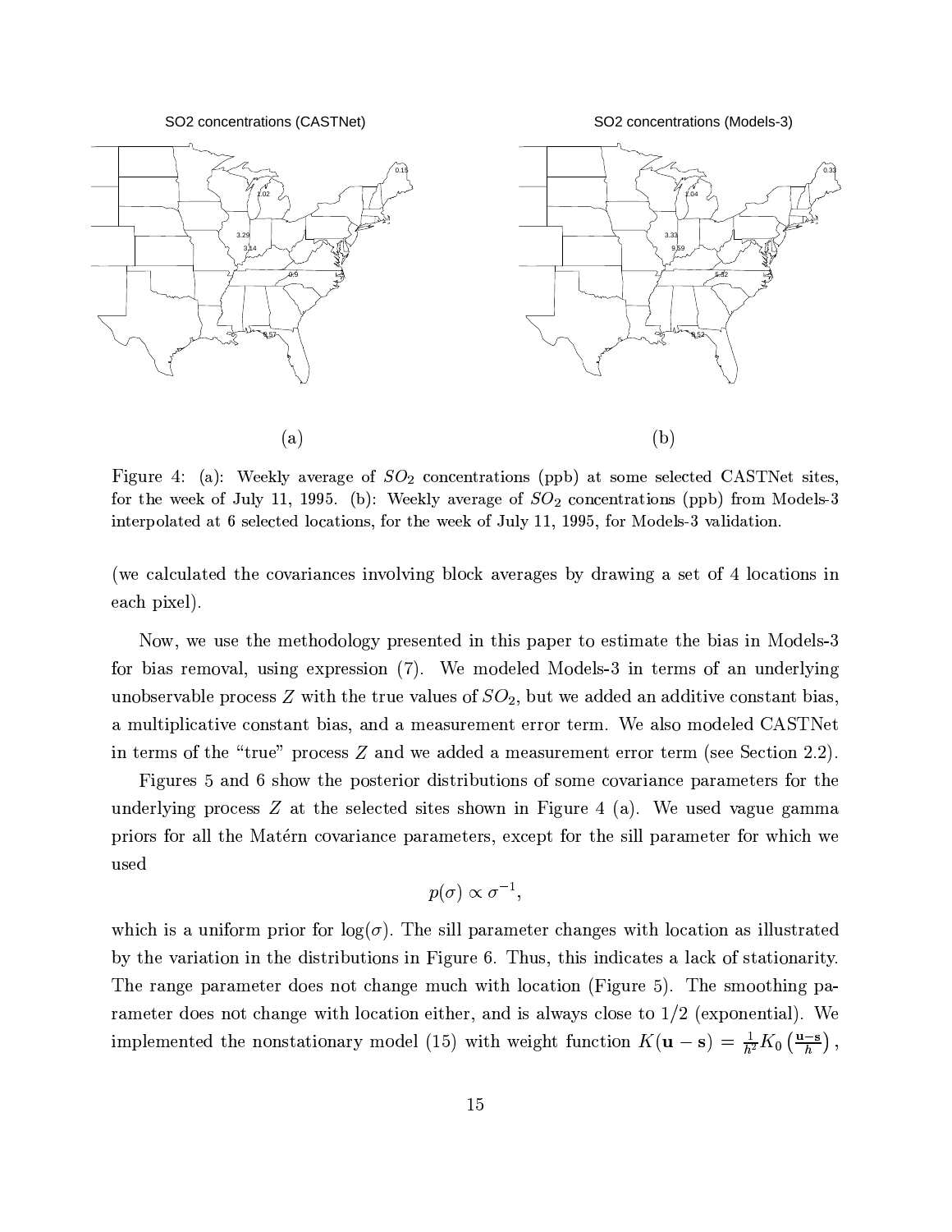Figure 4: (a): Weekly average of $SO_2$ concentrations (ppb) at some selected CASTNet sites, for the week of July 11, 1995. (b): Weekly average of $SO_2$ concentrations (ppb) from Models-3 interpolated at 6 selected locations, for the week of July 11, 1995, for Models-3 validation.

(we calculated the covariances involving block averages by drawing a set of 4 locations in each pixel).

Now, we use the methodology presented in this paper to estimate the bias in Models-3 for bias removal, using expression (7). We modeled Models-3 in terms of an underlying unobservable process $Z$ with the true values of $SO_2$, but we added an additive constant bias, a multiplicative constant bias, and a measurement error term. We also modeled CASTNet in terms of the "true" process $Z$ and we added a measurement error term (see Section 2.2).

Figures 5 and 6 show the posterior distributions of some covariance parameters for the underlying process $Z$ at the selected sites shown in Figure 4 (a). We used vague gamma priors for all the Matérn covariance parameters, except for the sill parameter for which we used

$$p(\sigma) \propto \sigma^{-1},$$

which is a uniform prior for $\log(\sigma)$. The sill parameter changes with location as illustrated by the variation in the distributions in Figure 6. Thus, this indicates a lack of stationarity. The range parameter does not change much with location (Figure 5). The smoothing parameter does not change with location either, and is always close to $1/2$ (exponential). We implemented the nonstationary model (15) with weight function $K(\mathbf{u} - \mathbf{s}) = \frac{1}{h^2} K_0 \left( \frac{\mathbf{u}-\mathbf{s}}{h} \right)$,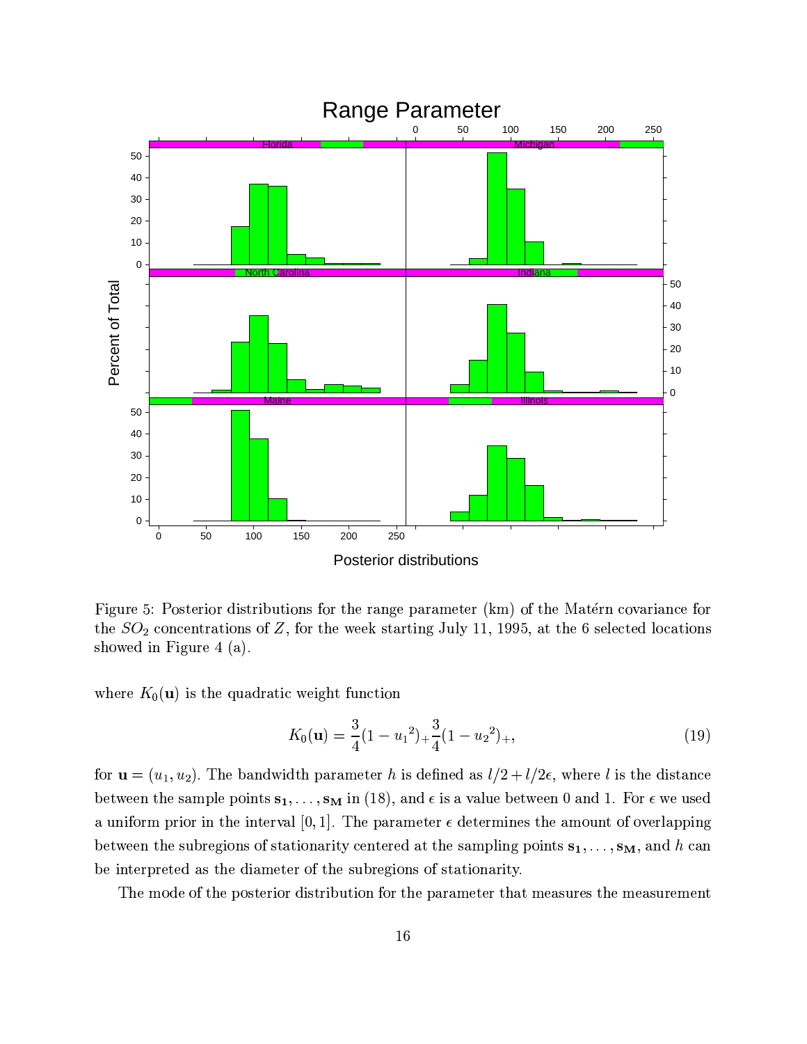Figure 5: Posterior distributions for the range parameter (km) of the Matérn covariance for the $SO_2$ concentrations of $Z$, for the week starting July 11, 1995, at the 6 selected locations showed in Figure 4 (a).

where $K_0(\mathbf{u})$ is the quadratic weight function

$$K_0(\mathbf{u}) = \frac{3}{4}(1 - {u_1}^2)_+ \frac{3}{4}(1 - {u_2}^2)_+, \tag{19}$$

for $\mathbf{u} = (u_1, u_2)$. The bandwidth parameter $h$ is defined as $l/2 + l/2\epsilon$, where $l$ is the distance between the sample points $\mathbf{s_1}, \ldots, \mathbf{s_M}$ in (18), and $\epsilon$ is a value between 0 and 1. For $\epsilon$ we used a uniform prior in the interval $[0, 1]$. The parameter $\epsilon$ determines the amount of overlapping between the subregions of stationarity centered at the sampling points $\mathbf{s_1}, \ldots, \mathbf{s_M}$, and $h$ can be interpreted as the diameter of the subregions of stationarity.

The mode of the posterior distribution for the parameter that measures the measurement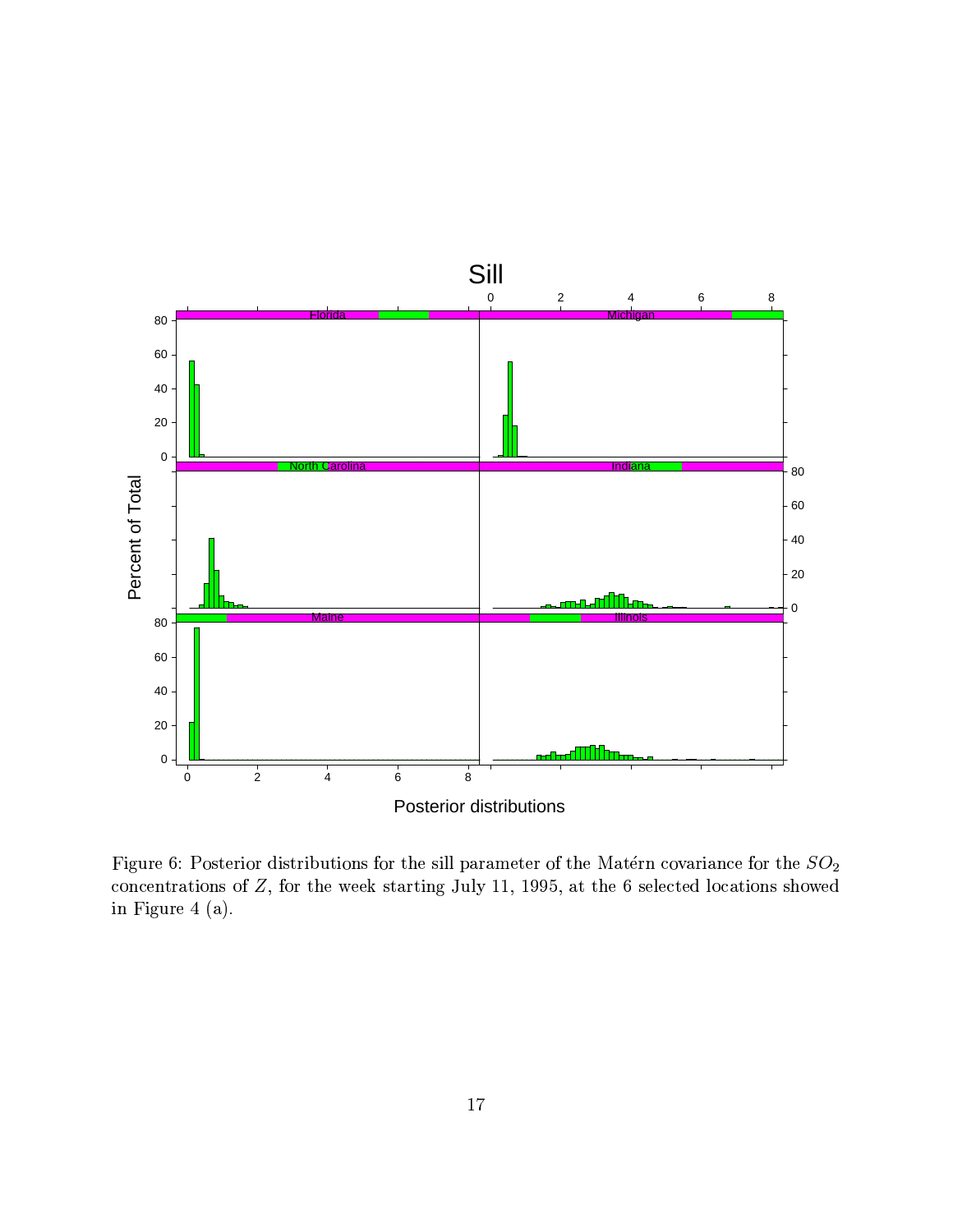Figure 6: Posterior distributions for the sill parameter of the Matérn covariance for the $SO_2$ concentrations of $Z$, for the week starting July 11, 1995, at the 6 selected locations showed in Figure 4 (a).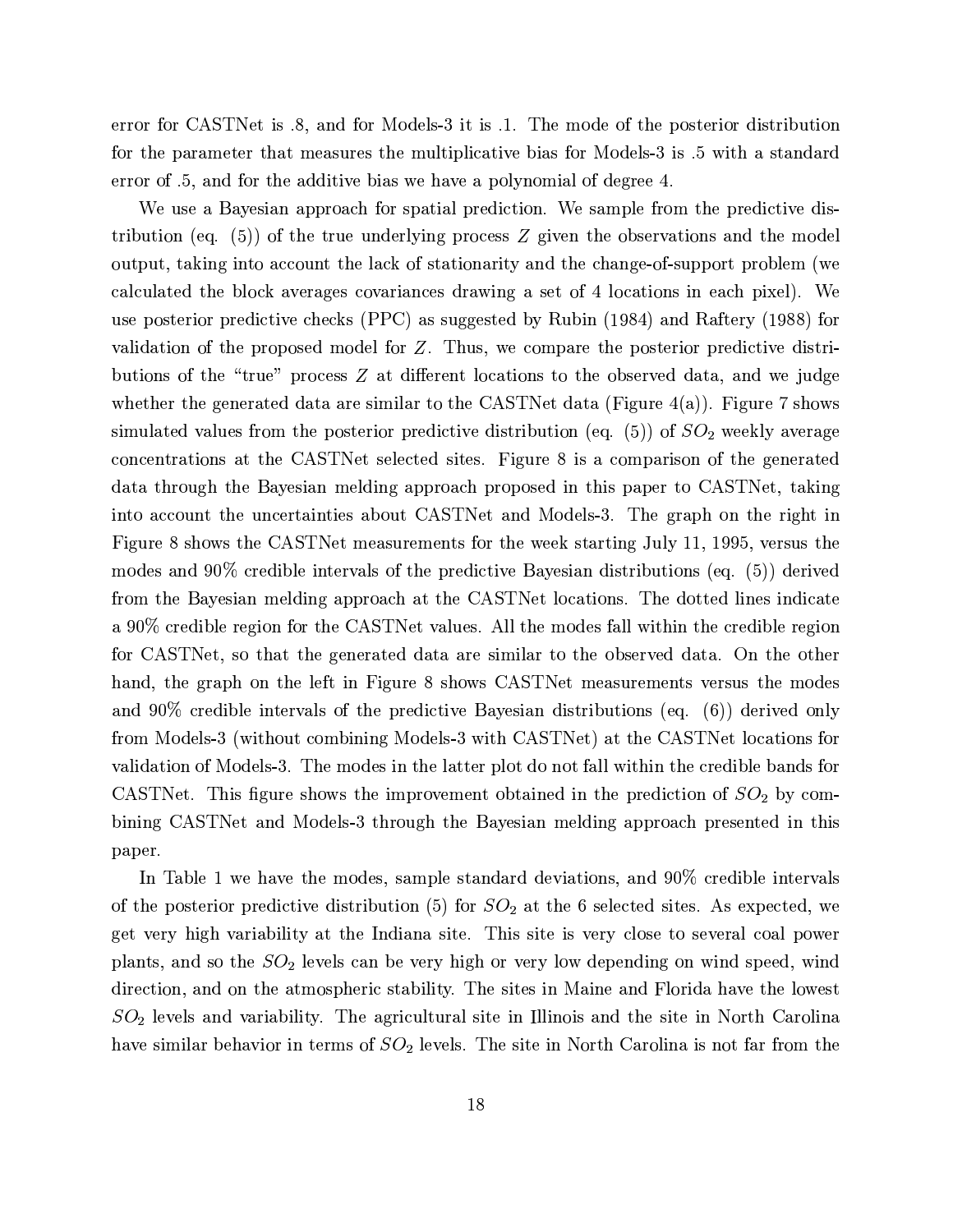error for CASTNet is .8, and for Models-3 it is .1. The mode of the posterior distribution for the parameter that measures the multiplicative bias for Models-3 is .5 with a standard error of .5, and for the additive bias we have a polynomial of degree 4.

We use a Bayesian approach for spatial prediction. We sample from the predictive distribution (eq. (5)) of the true underlying process $Z$ given the observations and the model output, taking into account the lack of stationarity and the change-of-support problem (we calculated the block averages covariances drawing a set of 4 locations in each pixel). We use posterior predictive checks (PPC) as suggested by Rubin (1984) and Raftery (1988) for validation of the proposed model for $Z$. Thus, we compare the posterior predictive distributions of the "true" process $Z$ at different locations to the observed data, and we judge whether the generated data are similar to the CASTNet data (Figure 4(a)). Figure 7 shows simulated values from the posterior predictive distribution (eq. (5)) of $SO_2$ weekly average concentrations at the CASTNet selected sites. Figure 8 is a comparison of the generated data through the Bayesian melding approach proposed in this paper to CASTNet, taking into account the uncertainties about CASTNet and Models-3. The graph on the right in Figure 8 shows the CASTNet measurements for the week starting July 11, 1995, versus the modes and 90% credible intervals of the predictive Bayesian distributions (eq. (5)) derived from the Bayesian melding approach at the CASTNet locations. The dotted lines indicate a 90% credible region for the CASTNet values. All the modes fall within the credible region for CASTNet, so that the generated data are similar to the observed data. On the other hand, the graph on the left in Figure 8 shows CASTNet measurements versus the modes and 90% credible intervals of the predictive Bayesian distributions (eq. (6)) derived only from Models-3 (without combining Models-3 with CASTNet) at the CASTNet locations for validation of Models-3. The modes in the latter plot do not fall within the credible bands for CASTNet. This figure shows the improvement obtained in the prediction of $SO_2$ by combining CASTNet and Models-3 through the Bayesian melding approach presented in this paper.

In Table 1 we have the modes, sample standard deviations, and 90% credible intervals of the posterior predictive distribution (5) for $SO_2$ at the 6 selected sites. As expected, we get very high variability at the Indiana site. This site is very close to several coal power plants, and so the $SO_2$ levels can be very high or very low depending on wind speed, wind direction, and on the atmospheric stability. The sites in Maine and Florida have the lowest $SO_2$ levels and variability. The agricultural site in Illinois and the site in North Carolina have similar behavior in terms of $SO_2$ levels. The site in North Carolina is not far from the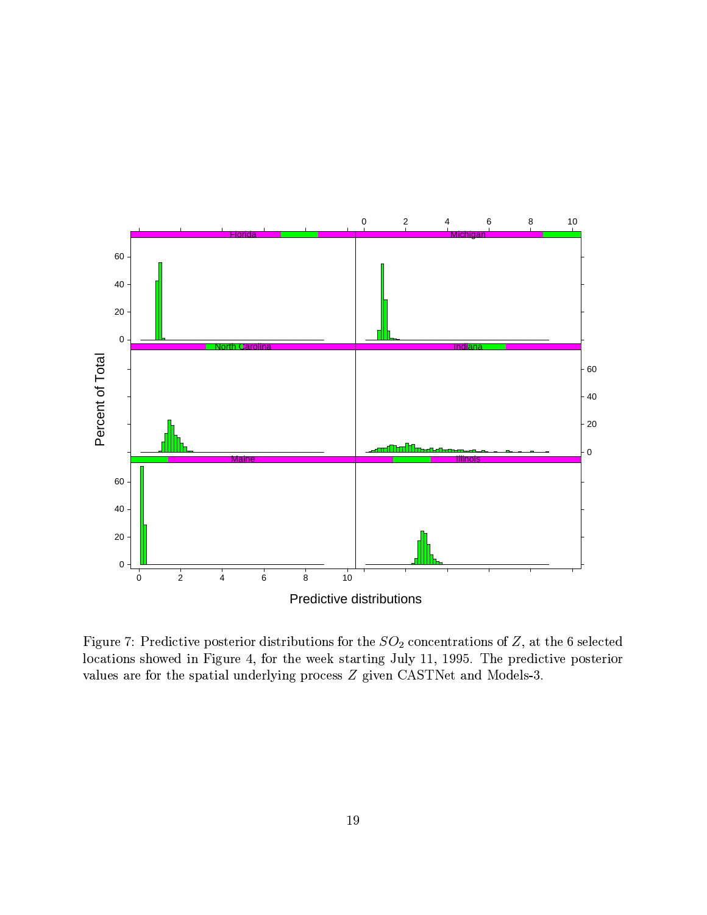Figure 7: Predictive posterior distributions for the $SO_2$ concentrations of $Z$, at the 6 selected locations showed in Figure 4, for the week starting July 11, 1995. The predictive posterior values are for the spatial underlying process $Z$ given CASTNet and Models-3.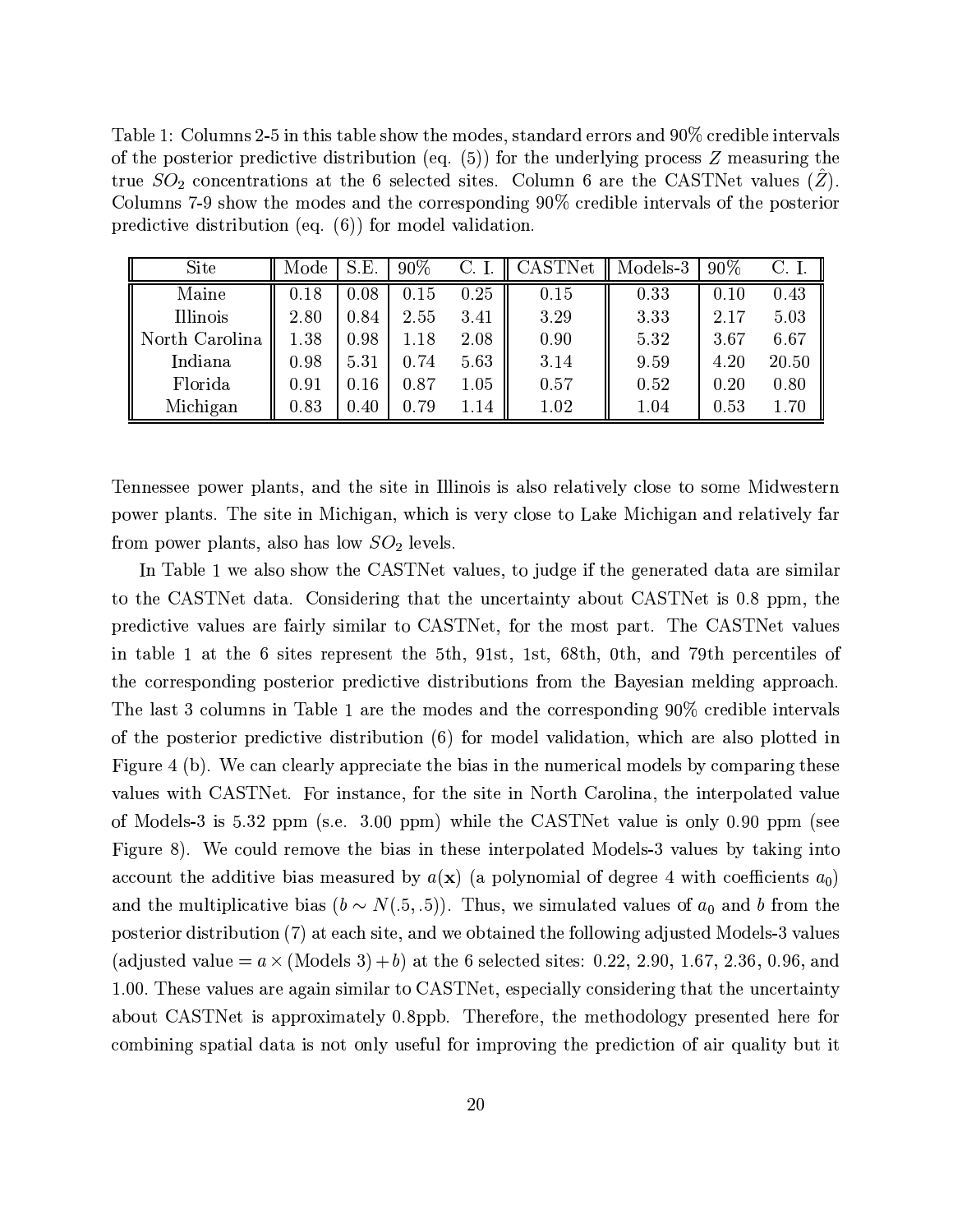Table 1: Columns 2-5 in this table show the modes, standard errors and 90% credible intervals of the posterior predictive distribution (eq. (5)) for the underlying process $Z$ measuring the true $SO_2$ concentrations at the 6 selected sites. Column 6 are the CASTNet values ($\hat{Z}$). Columns 7-9 show the modes and the corresponding 90% credible intervals of the posterior predictive distribution (eq. (6)) for model validation.

| Site | Mode | S.E. | 90% | C. I. | CASTNet | Models-3 | 90% | C. I. |
|---|---|---|---|---|---|---|---|---|
| Maine | 0.18 | 0.08 | 0.15 | 0.25 | 0.15 | 0.33 | 0.10 | 0.43 |
| Illinois | 2.80 | 0.84 | 2.55 | 3.41 | 3.29 | 3.33 | 2.17 | 5.03 |
| North Carolina | 1.38 | 0.98 | 1.18 | 2.08 | 0.90 | 5.32 | 3.67 | 6.67 |
| Indiana | 0.98 | 5.31 | 0.74 | 5.63 | 3.14 | 9.59 | 4.20 | 20.50 |
| Florida | 0.91 | 0.16 | 0.87 | 1.05 | 0.57 | 0.52 | 0.20 | 0.80 |
| Michigan | 0.83 | 0.40 | 0.79 | 1.14 | 1.02 | 1.04 | 0.53 | 1.70 |

Tennessee power plants, and the site in Illinois is also relatively close to some Midwestern power plants. The site in Michigan, which is very close to Lake Michigan and relatively far from power plants, also has low $SO_2$ levels.

In Table 1 we also show the CASTNet values, to judge if the generated data are similar to the CASTNet data. Considering that the uncertainty about CASTNet is 0.8 ppm, the predictive values are fairly similar to CASTNet, for the most part. The CASTNet values in table 1 at the 6 sites represent the 5th, 91st, 1st, 68th, 0th, and 79th percentiles of the corresponding posterior predictive distributions from the Bayesian melding approach. The last 3 columns in Table 1 are the modes and the corresponding 90% credible intervals of the posterior predictive distribution (6) for model validation, which are also plotted in Figure 4 (b). We can clearly appreciate the bias in the numerical models by comparing these values with CASTNet. For instance, for the site in North Carolina, the interpolated value of Models-3 is 5.32 ppm (s.e. 3.00 ppm) while the CASTNet value is only 0.90 ppm (see Figure 8). We could remove the bias in these interpolated Models-3 values by taking into account the additive bias measured by $a(\mathbf{x})$ (a polynomial of degree 4 with coefficients $a_0$) and the multiplicative bias ($b \sim N(.5, .5)$). Thus, we simulated values of $a_0$ and $b$ from the posterior distribution (7) at each site, and we obtained the following adjusted Models-3 values (adjusted value $= a \times$ (Models 3) $+ b$) at the 6 selected sites: 0.22, 2.90, 1.67, 2.36, 0.96, and 1.00. These values are again similar to CASTNet, especially considering that the uncertainty about CASTNet is approximately 0.8ppb. Therefore, the methodology presented here for combining spatial data is not only useful for improving the prediction of air quality but it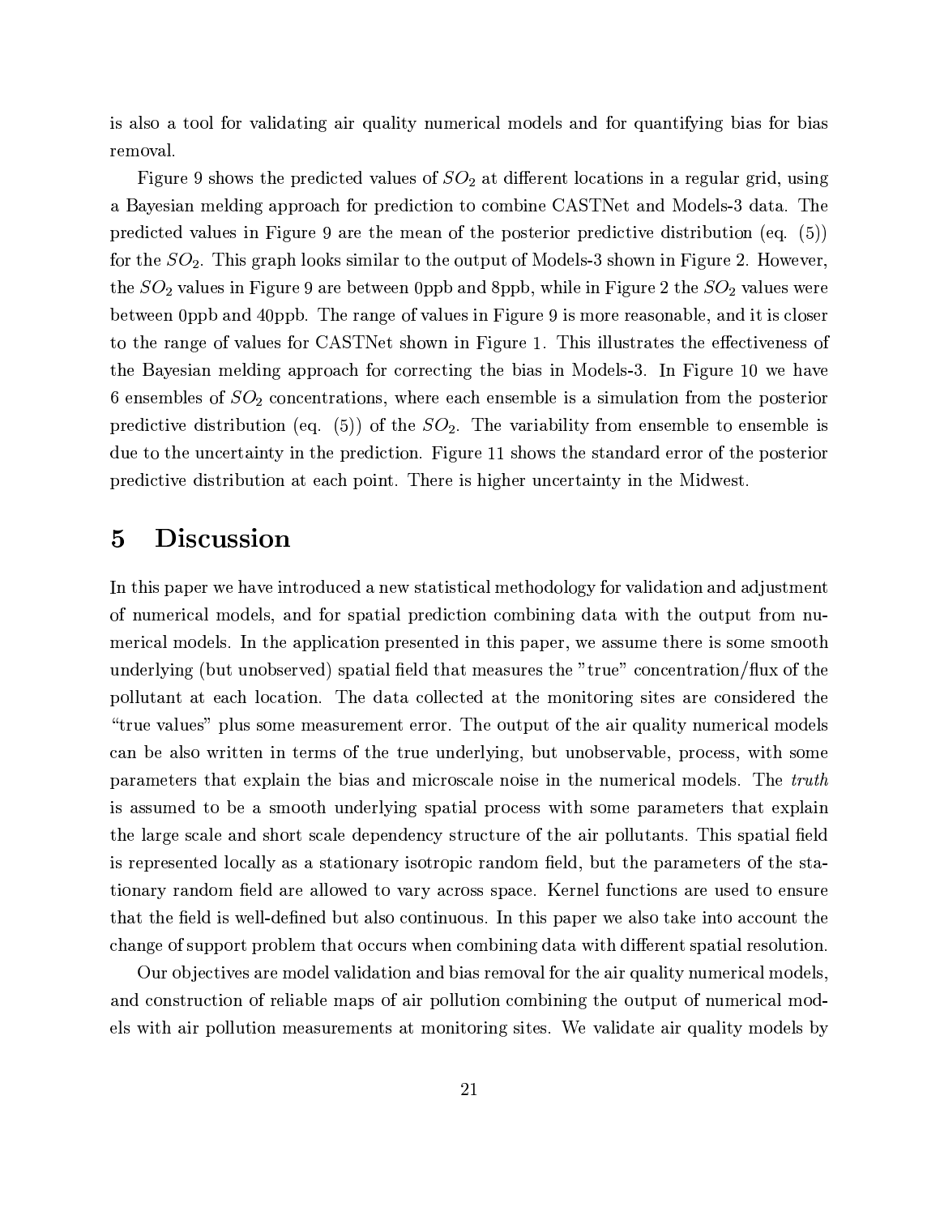is also a tool for validating air quality numerical models and for quantifying bias for bias removal.

Figure 9 shows the predicted values of $SO_2$ at different locations in a regular grid, using a Bayesian melding approach for prediction to combine CASTNet and Models-3 data. The predicted values in Figure 9 are the mean of the posterior predictive distribution (eq. (5)) for the $SO_2$. This graph looks similar to the output of Models-3 shown in Figure 2. However, the $SO_2$ values in Figure 9 are between 0ppb and 8ppb, while in Figure 2 the $SO_2$ values were between 0ppb and 40ppb. The range of values in Figure 9 is more reasonable, and it is closer to the range of values for CASTNet shown in Figure 1. This illustrates the effectiveness of the Bayesian melding approach for correcting the bias in Models-3. In Figure 10 we have 6 ensembles of $SO_2$ concentrations, where each ensemble is a simulation from the posterior predictive distribution (eq. (5)) of the $SO_2$. The variability from ensemble to ensemble is due to the uncertainty in the prediction. Figure 11 shows the standard error of the posterior predictive distribution at each point. There is higher uncertainty in the Midwest.

# 5 Discussion

In this paper we have introduced a new statistical methodology for validation and adjustment of numerical models, and for spatial prediction combining data with the output from numerical models. In the application presented in this paper, we assume there is some smooth underlying (but unobserved) spatial field that measures the "true" concentration/flux of the pollutant at each location. The data collected at the monitoring sites are considered the "true values" plus some measurement error. The output of the air quality numerical models can be also written in terms of the true underlying, but unobservable, process, with some parameters that explain the bias and microscale noise in the numerical models. The *truth* is assumed to be a smooth underlying spatial process with some parameters that explain the large scale and short scale dependency structure of the air pollutants. This spatial field is represented locally as a stationary isotropic random field, but the parameters of the stationary random field are allowed to vary across space. Kernel functions are used to ensure that the field is well-defined but also continuous. In this paper we also take into account the change of support problem that occurs when combining data with different spatial resolution.

Our objectives are model validation and bias removal for the air quality numerical models, and construction of reliable maps of air pollution combining the output of numerical models with air pollution measurements at monitoring sites. We validate air quality models by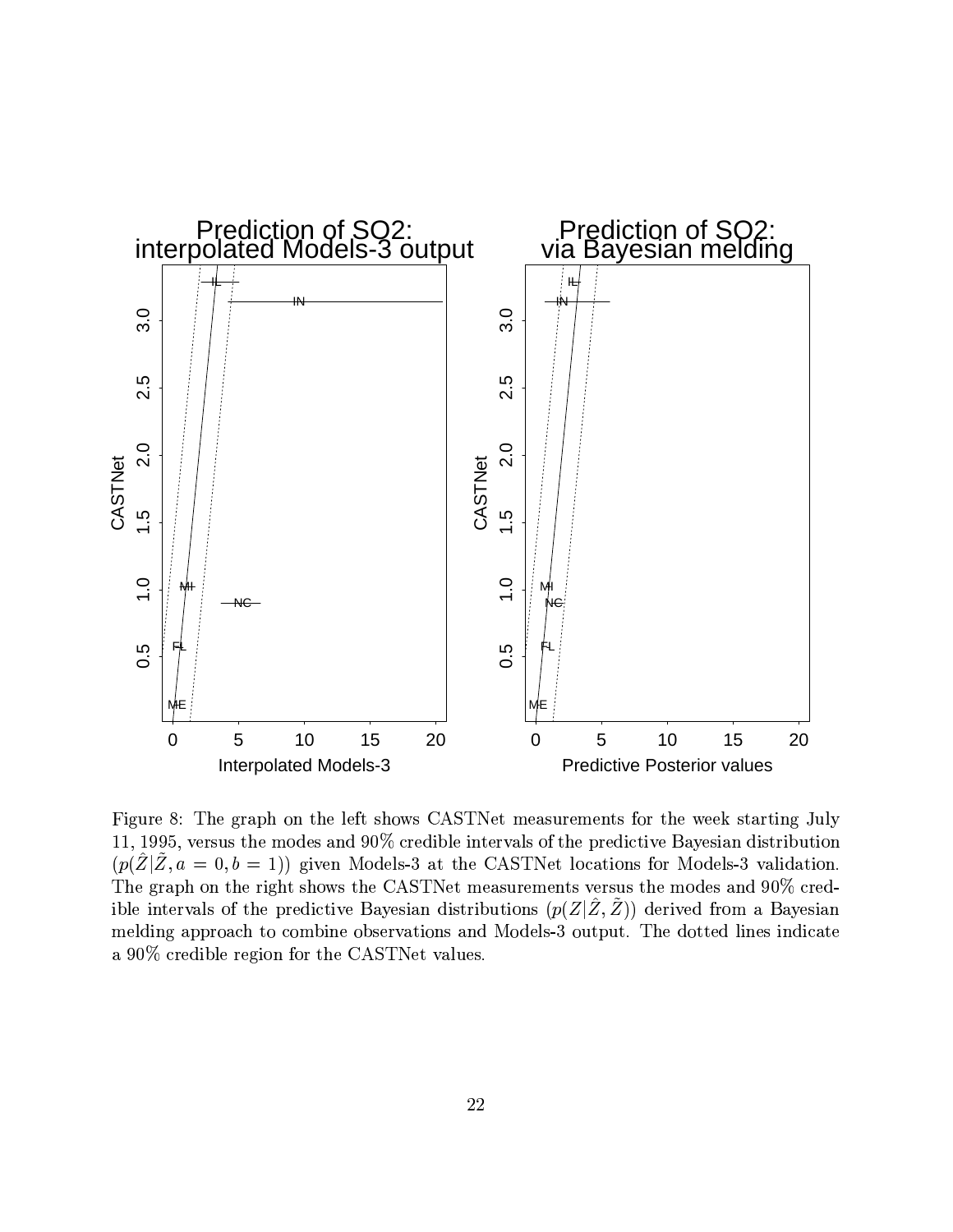Figure 8: The graph on the left shows CASTNet measurements for the week starting July 11, 1995, versus the modes and 90% credible intervals of the predictive Bayesian distribution ($p(\hat{Z}|\tilde{Z}, a = 0, b = 1)$) given Models-3 at the CASTNet locations for Models-3 validation. The graph on the right shows the CASTNet measurements versus the modes and 90% credible intervals of the predictive Bayesian distributions ($p(Z|\hat{Z}, \tilde{Z})$) derived from a Bayesian melding approach to combine observations and Models-3 output. The dotted lines indicate a 90% credible region for the CASTNet values.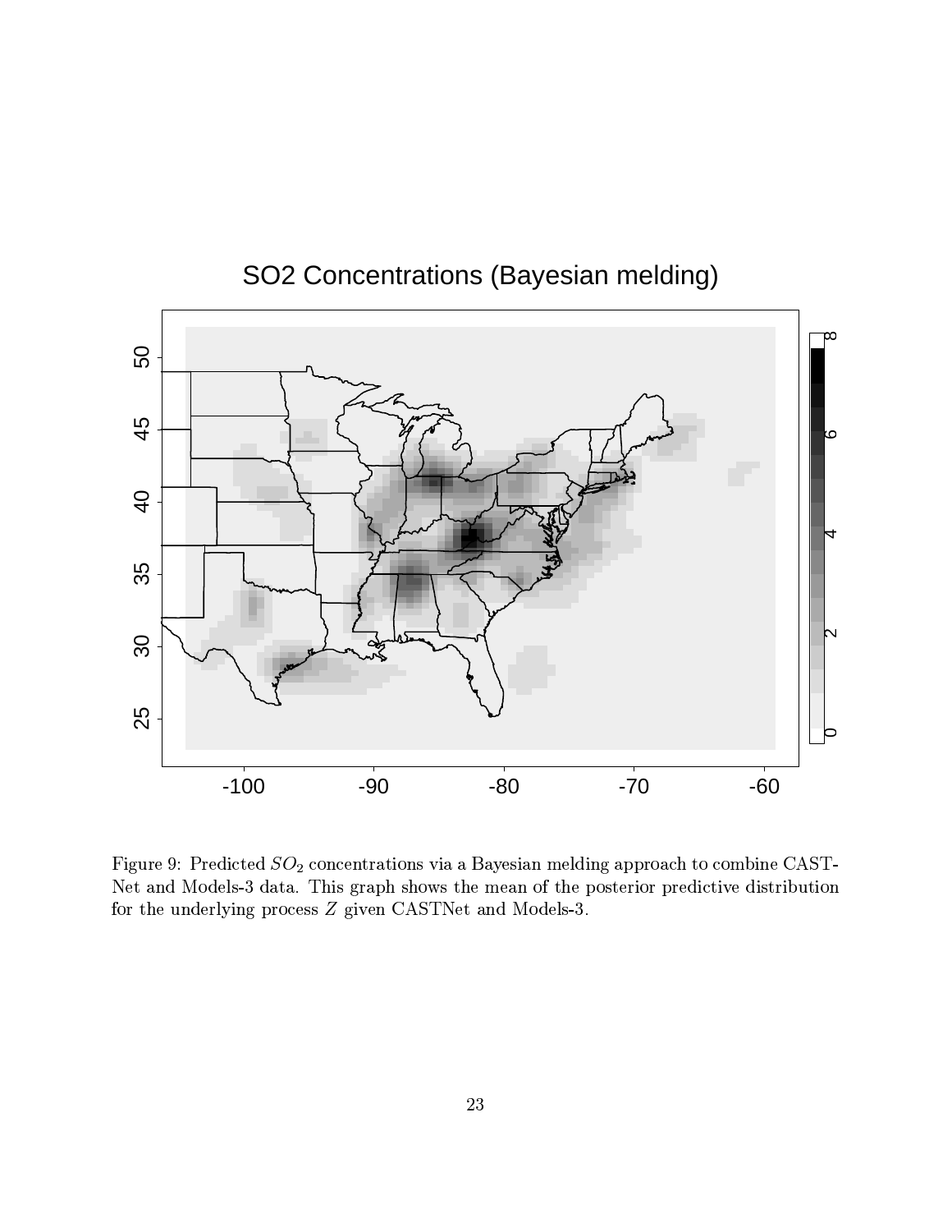Figure 9: Predicted $SO_2$ concentrations via a Bayesian melding approach to combine CASTNet and Models-3 data. This graph shows the mean of the posterior predictive distribution for the underlying process $Z$ given CASTNet and Models-3.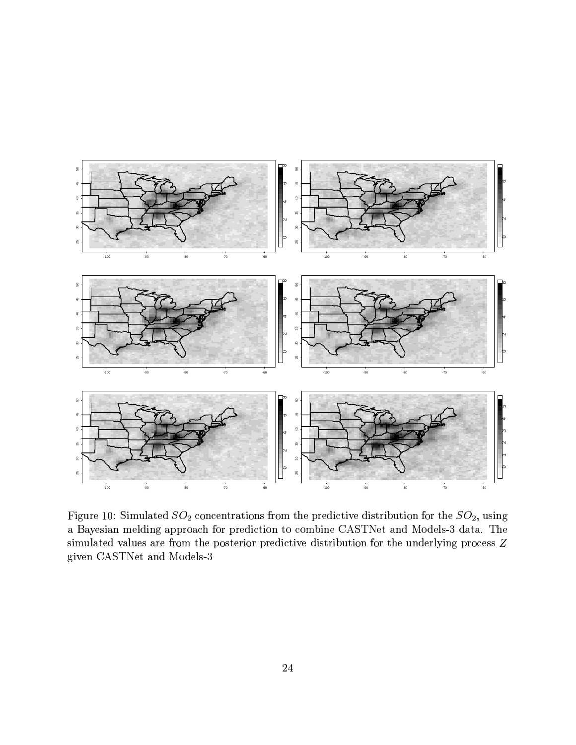Figure 10: Simulated $SO_2$ concentrations from the predictive distribution for the $SO_2$, using a Bayesian melding approach for prediction to combine CASTNet and Models-3 data. The simulated values are from the posterior predictive distribution for the underlying process $Z$ given CASTNet and Models-3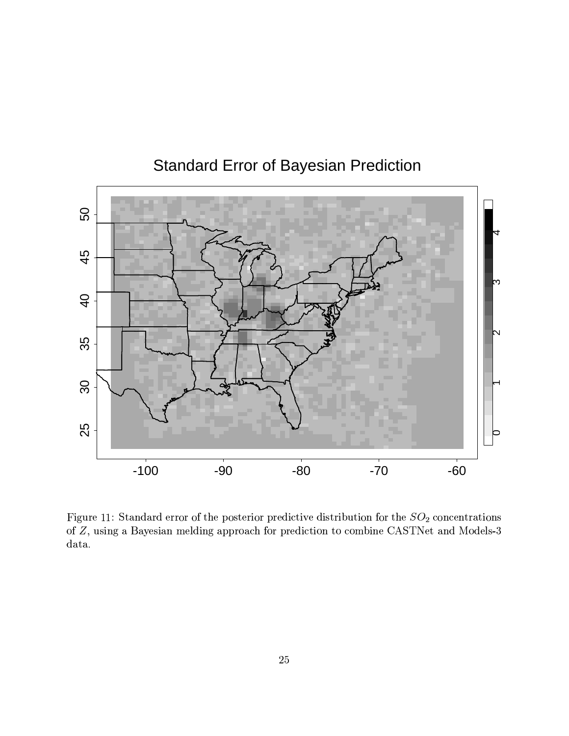Figure 11: Standard error of the posterior predictive distribution for the $SO_2$ concentrations of $Z$, using a Bayesian melding approach for prediction to combine CASTNet and Models-3 data.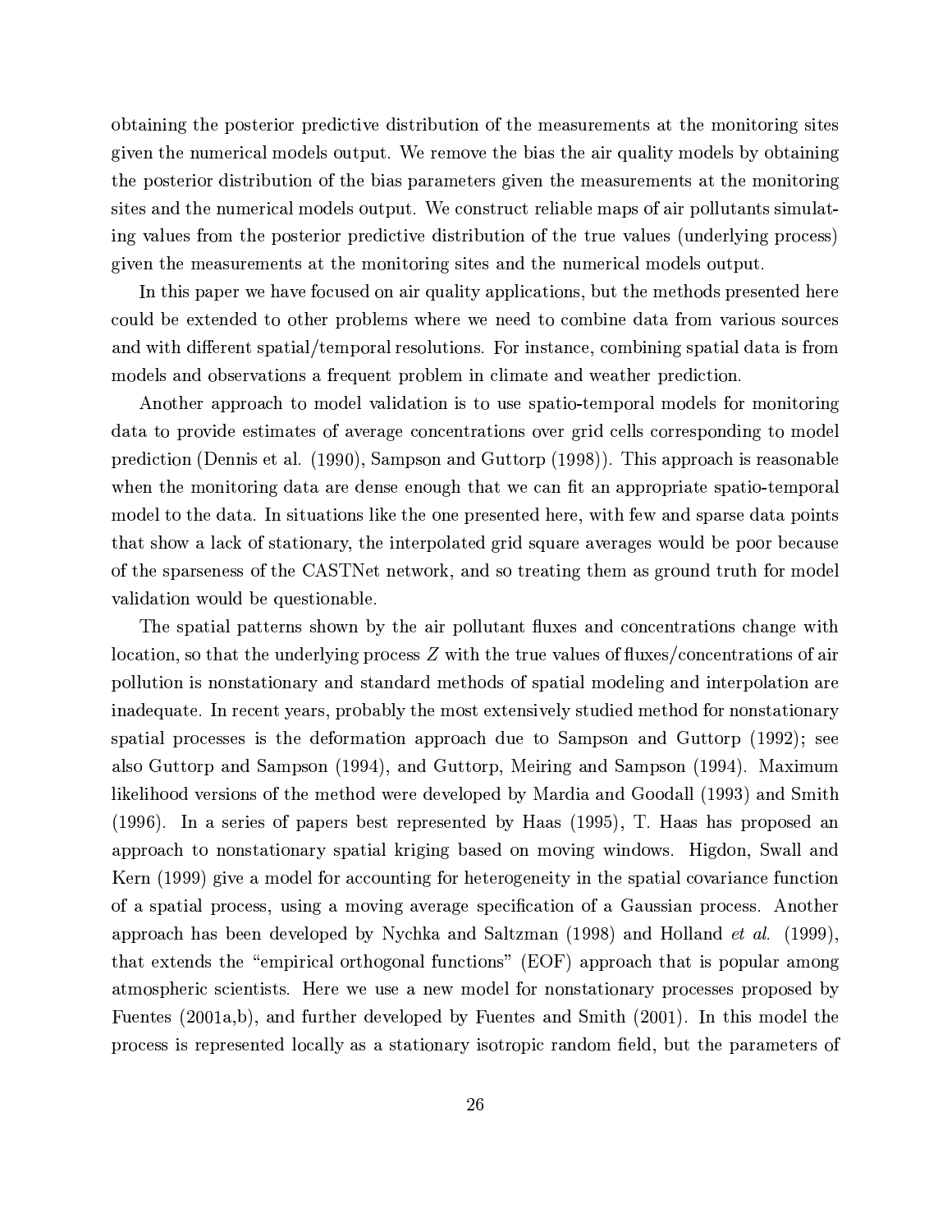obtaining the posterior predictive distribution of the measurements at the monitoring sites given the numerical models output. We remove the bias the air quality models by obtaining the posterior distribution of the bias parameters given the measurements at the monitoring sites and the numerical models output. We construct reliable maps of air pollutants simulating values from the posterior predictive distribution of the true values (underlying process) given the measurements at the monitoring sites and the numerical models output.

In this paper we have focused on air quality applications, but the methods presented here could be extended to other problems where we need to combine data from various sources and with different spatial/temporal resolutions. For instance, combining spatial data is from models and observations a frequent problem in climate and weather prediction.

Another approach to model validation is to use spatio-temporal models for monitoring data to provide estimates of average concentrations over grid cells corresponding to model prediction (Dennis et al. (1990), Sampson and Guttorp (1998)). This approach is reasonable when the monitoring data are dense enough that we can fit an appropriate spatio-temporal model to the data. In situations like the one presented here, with few and sparse data points that show a lack of stationary, the interpolated grid square averages would be poor because of the sparseness of the CASTNet network, and so treating them as ground truth for model validation would be questionable.

The spatial patterns shown by the air pollutant fluxes and concentrations change with location, so that the underlying process $Z$ with the true values of fluxes/concentrations of air pollution is nonstationary and standard methods of spatial modeling and interpolation are inadequate. In recent years, probably the most extensively studied method for nonstationary spatial processes is the deformation approach due to Sampson and Guttorp (1992); see also Guttorp and Sampson (1994), and Guttorp, Meiring and Sampson (1994). Maximum likelihood versions of the method were developed by Mardia and Goodall (1993) and Smith (1996). In a series of papers best represented by Haas (1995), T. Haas has proposed an approach to nonstationary spatial kriging based on moving windows. Higdon, Swall and Kern (1999) give a model for accounting for heterogeneity in the spatial covariance function of a spatial process, using a moving average specification of a Gaussian process. Another approach has been developed by Nychka and Saltzman (1998) and Holland *et al.* (1999), that extends the "empirical orthogonal functions" (EOF) approach that is popular among atmospheric scientists. Here we use a new model for nonstationary processes proposed by Fuentes (2001a,b), and further developed by Fuentes and Smith (2001). In this model the process is represented locally as a stationary isotropic random field, but the parameters of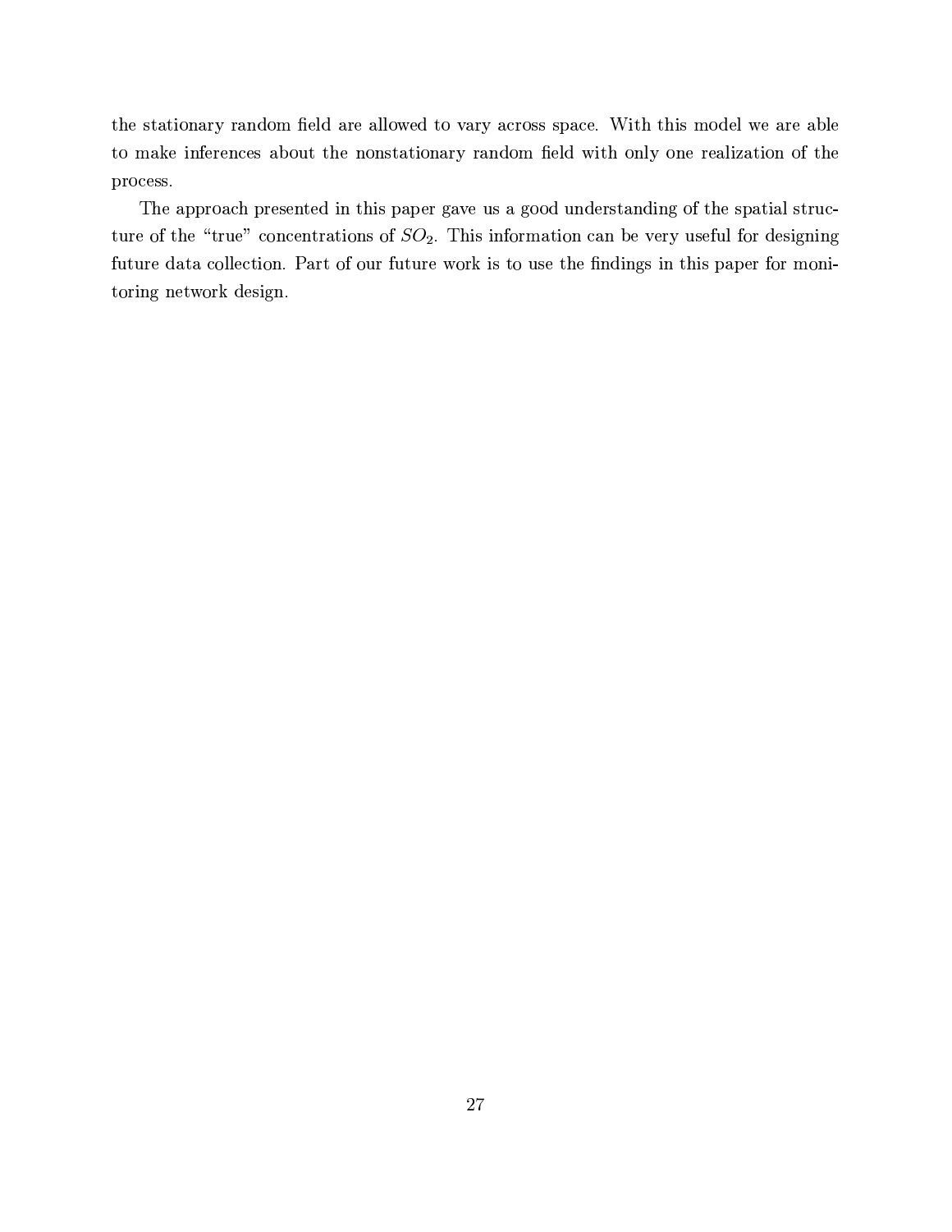the stationary random field are allowed to vary across space. With this model we are able to make inferences about the nonstationary random field with only one realization of the process.

The approach presented in this paper gave us a good understanding of the spatial structure of the "true" concentrations of $SO_2$. This information can be very useful for designing future data collection. Part of our future work is to use the findings in this paper for monitoring network design.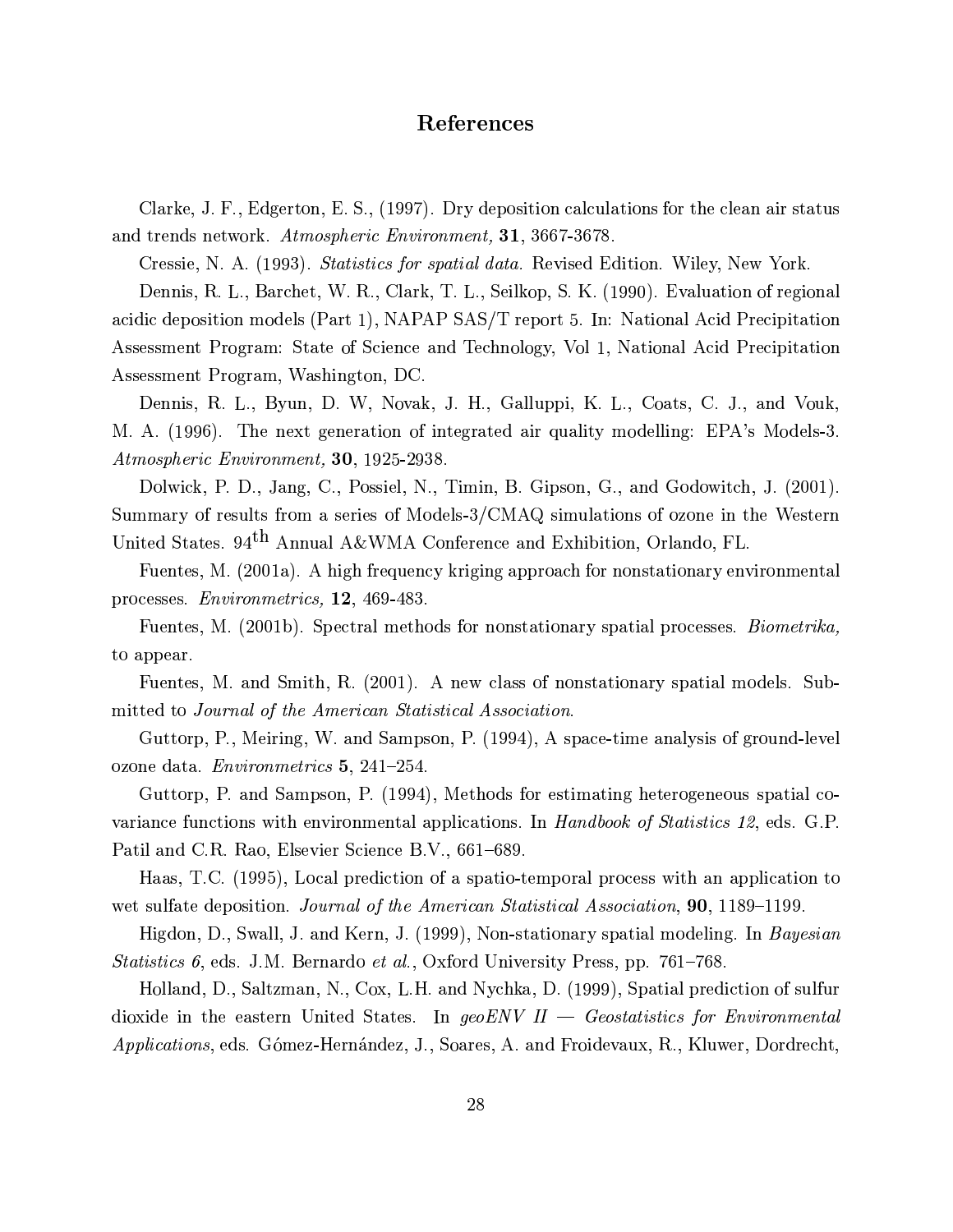## References

Clarke, J. F., Edgerton, E. S., (1997). Dry deposition calculations for the clean air status and trends network. *Atmospheric Environment,* **31**, 3667-3678.

Cressie, N. A. (1993). *Statistics for spatial data.* Revised Edition. Wiley, New York.

Dennis, R. L., Barchet, W. R., Clark, T. L., Seilkop, S. K. (1990). Evaluation of regional acidic deposition models (Part 1), NAPAP SAS/T report 5. In: National Acid Precipitation Assessment Program: State of Science and Technology, Vol 1, National Acid Precipitation Assessment Program, Washington, DC.

Dennis, R. L., Byun, D. W, Novak, J. H., Galluppi, K. L., Coats, C. J., and Vouk, M. A. (1996). The next generation of integrated air quality modelling: EPA's Models-3. *Atmospheric Environment,* **30**, 1925-2938.

Dolwick, P. D., Jang, C., Possiel, N., Timin, B. Gipson, G., and Godowitch, J. (2001). Summary of results from a series of Models-3/CMAQ simulations of ozone in the Western United States. 94$^{\text{th}}$ Annual A&WMA Conference and Exhibition, Orlando, FL.

Fuentes, M. (2001a). A high frequency kriging approach for nonstationary environmental processes. *Environmetrics,* **12**, 469-483.

Fuentes, M. (2001b). Spectral methods for nonstationary spatial processes. *Biometrika,* to appear.

Fuentes, M. and Smith, R. (2001). A new class of nonstationary spatial models. Submitted to *Journal of the American Statistical Association.*

Guttorp, P., Meiring, W. and Sampson, P. (1994), A space-time analysis of ground-level ozone data. *Environmetrics* **5**, 241–254.

Guttorp, P. and Sampson, P. (1994), Methods for estimating heterogeneous spatial covariance functions with environmental applications. In *Handbook of Statistics 12*, eds. G.P. Patil and C.R. Rao, Elsevier Science B.V., 661–689.

Haas, T.C. (1995), Local prediction of a spatio-temporal process with an application to wet sulfate deposition. *Journal of the American Statistical Association*, **90**, 1189–1199.

Higdon, D., Swall, J. and Kern, J. (1999), Non-stationary spatial modeling. In *Bayesian Statistics 6*, eds. J.M. Bernardo *et al.*, Oxford University Press, pp. 761–768.

Holland, D., Saltzman, N., Cox, L.H. and Nychka, D. (1999), Spatial prediction of sulfur dioxide in the eastern United States. In *geoENV II — Geostatistics for Environmental Applications*, eds. Gómez-Hernández, J., Soares, A. and Froidevaux, R., Kluwer, Dordrecht,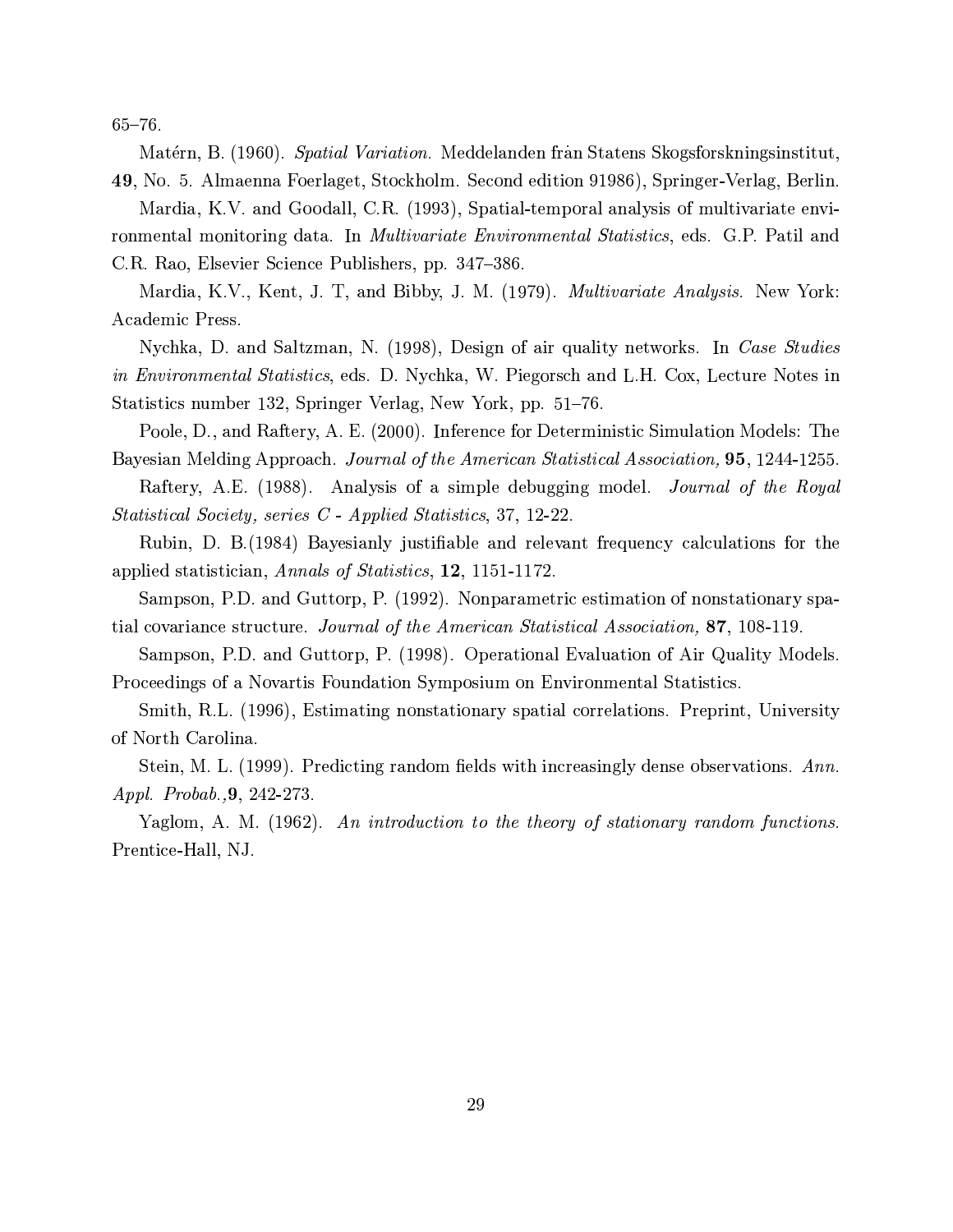65–76.

Matérn, B. (1960). *Spatial Variation.* Meddelanden från Statens Skogsforskningsinstitut, **49**, No. 5. Almaenna Foerlaget, Stockholm. Second edition 91986), Springer-Verlag, Berlin.

Mardia, K.V. and Goodall, C.R. (1993), Spatial-temporal analysis of multivariate environmental monitoring data. In *Multivariate Environmental Statistics*, eds. G.P. Patil and C.R. Rao, Elsevier Science Publishers, pp. 347–386.

Mardia, K.V., Kent, J. T, and Bibby, J. M. (1979). *Multivariate Analysis.* New York: Academic Press.

Nychka, D. and Saltzman, N. (1998), Design of air quality networks. In *Case Studies in Environmental Statistics*, eds. D. Nychka, W. Piegorsch and L.H. Cox, Lecture Notes in Statistics number 132, Springer Verlag, New York, pp. 51–76.

Poole, D., and Raftery, A. E. (2000). Inference for Deterministic Simulation Models: The Bayesian Melding Approach. *Journal of the American Statistical Association,* **95**, 1244-1255.

Raftery, A.E. (1988). Analysis of a simple debugging model. *Journal of the Royal Statistical Society, series C - Applied Statistics*, 37, 12-22.

Rubin, D. B.(1984) Bayesianly justifiable and relevant frequency calculations for the applied statistician, *Annals of Statistics*, **12**, 1151-1172.

Sampson, P.D. and Guttorp, P. (1992). Nonparametric estimation of nonstationary spatial covariance structure. *Journal of the American Statistical Association,* **87**, 108-119.

Sampson, P.D. and Guttorp, P. (1998). Operational Evaluation of Air Quality Models. Proceedings of a Novartis Foundation Symposium on Environmental Statistics.

Smith, R.L. (1996), Estimating nonstationary spatial correlations. Preprint, University of North Carolina.

Stein, M. L. (1999). Predicting random fields with increasingly dense observations. *Ann. Appl. Probab.,***9**, 242-273.

Yaglom, A. M. (1962). *An introduction to the theory of stationary random functions.* Prentice-Hall, NJ.